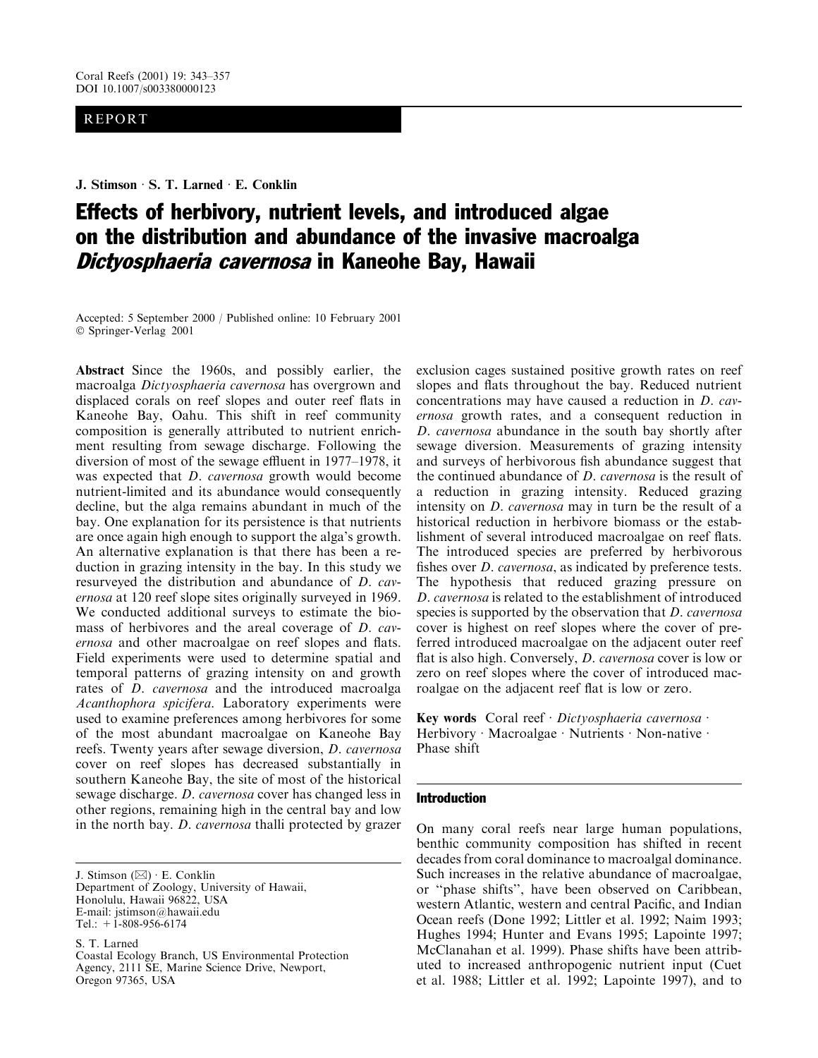REPORT

J. Stimson · S. T. Larned · E. Conklin

# Effects of herbivory, nutrient levels, and introduced algae on the distribution and abundance of the invasive macroalga *Dictyosphaeria cavernosa* in Kaneohe Bay, Hawaii

Accepted: 5 September 2000 / Published online: 10 February 2001
© Springer-Verlag 2001

**Abstract** Since the 1960s, and possibly earlier, the macroalga *Dictyosphaeria cavernosa* has overgrown and displaced corals on reef slopes and outer reef flats in Kaneohe Bay, Oahu. This shift in reef community composition is generally attributed to nutrient enrichment resulting from sewage discharge. Following the diversion of most of the sewage effluent in 1977–1978, it was expected that *D. cavernosa* growth would become nutrient-limited and its abundance would consequently decline, but the alga remains abundant in much of the bay. One explanation for its persistence is that nutrients are once again high enough to support the alga's growth. An alternative explanation is that there has been a reduction in grazing intensity in the bay. In this study we resurveyed the distribution and abundance of *D. cavernosa* at 120 reef slope sites originally surveyed in 1969. We conducted additional surveys to estimate the biomass of herbivores and the areal coverage of *D. cavernosa* and other macroalgae on reef slopes and flats. Field experiments were used to determine spatial and temporal patterns of grazing intensity on and growth rates of *D. cavernosa* and the introduced macroalga *Acanthophora spicifera*. Laboratory experiments were used to examine preferences among herbivores for some of the most abundant macroalgae on Kaneohe Bay reefs. Twenty years after sewage diversion, *D. cavernosa* cover on reef slopes has decreased substantially in southern Kaneohe Bay, the site of most of the historical sewage discharge. *D. cavernosa* cover has changed less in other regions, remaining high in the central bay and low in the north bay. *D. cavernosa* thalli protected by grazer exclusion cages sustained positive growth rates on reef slopes and flats throughout the bay. Reduced nutrient concentrations may have caused a reduction in *D. cavernosa* growth rates, and a consequent reduction in *D. cavernosa* abundance in the south bay shortly after sewage diversion. Measurements of grazing intensity and surveys of herbivorous fish abundance suggest that the continued abundance of *D. cavernosa* is the result of a reduction in grazing intensity. Reduced grazing intensity on *D. cavernosa* may in turn be the result of a historical reduction in herbivore biomass or the establishment of several introduced macroalgae on reef flats. The introduced species are preferred by herbivorous fishes over *D. cavernosa*, as indicated by preference tests. The hypothesis that reduced grazing pressure on *D. cavernosa* is related to the establishment of introduced species is supported by the observation that *D. cavernosa* cover is highest on reef slopes where the cover of preferred introduced macroalgae on the adjacent outer reef flat is also high. Conversely, *D. cavernosa* cover is low or zero on reef slopes where the cover of introduced macroalgae on the adjacent reef flat is low or zero.

**Key words** Coral reef · *Dictyosphaeria cavernosa* · Herbivory · Macroalgae · Nutrients · Non-native · Phase shift

J. Stimson (✉) · E. Conklin
Department of Zoology, University of Hawaii,
Honolulu, Hawaii 96822, USA
E-mail: jstimson@hawaii.edu
Tel.: +1-808-956-6174

S. T. Larned
Coastal Ecology Branch, US Environmental Protection Agency, 2111 SE, Marine Science Drive, Newport, Oregon 97365, USA

## Introduction

On many coral reefs near large human populations, benthic community composition has shifted in recent decades from coral dominance to macroalgal dominance. Such increases in the relative abundance of macroalgae, or "phase shifts", have been observed on Caribbean, western Atlantic, western and central Pacific, and Indian Ocean reefs (Done 1992; Littler et al. 1992; Naim 1993; Hughes 1994; Hunter and Evans 1995; Lapointe 1997; McClanahan et al. 1999). Phase shifts have been attributed to increased anthropogenic nutrient input (Cuet et al. 1988; Littler et al. 1992; Lapointe 1997), and to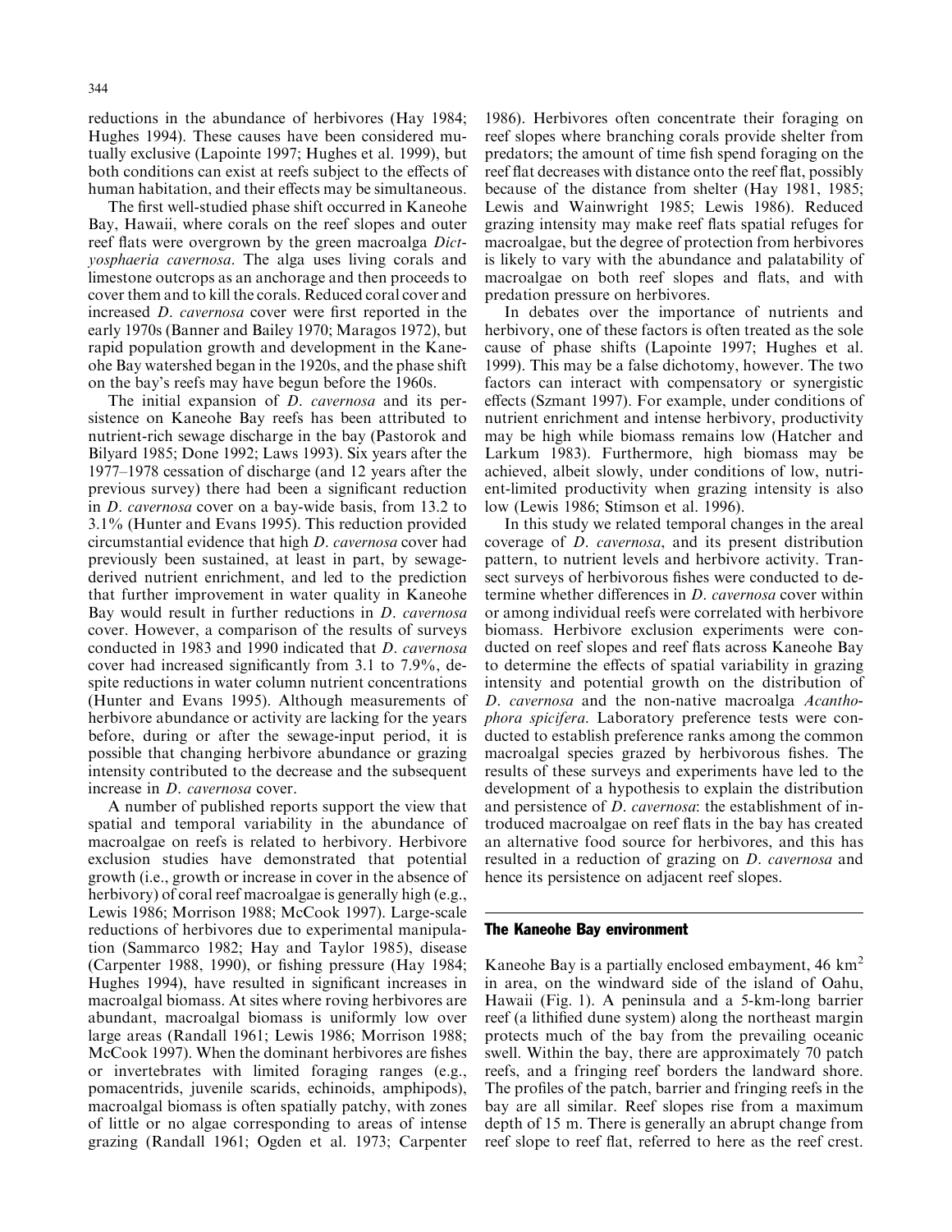reductions in the abundance of herbivores (Hay 1984; Hughes 1994). These causes have been considered mutually exclusive (Lapointe 1997; Hughes et al. 1999), but both conditions can exist at reefs subject to the effects of human habitation, and their effects may be simultaneous.

The first well-studied phase shift occurred in Kaneohe Bay, Hawaii, where corals on the reef slopes and outer reef flats were overgrown by the green macroalga *Dictyosphaeria cavernosa*. The alga uses living corals and limestone outcrops as an anchorage and then proceeds to cover them and to kill the corals. Reduced coral cover and increased *D. cavernosa* cover were first reported in the early 1970s (Banner and Bailey 1970; Maragos 1972), but rapid population growth and development in the Kaneohe Bay watershed began in the 1920s, and the phase shift on the bay's reefs may have begun before the 1960s.

The initial expansion of *D. cavernosa* and its persistence on Kaneohe Bay reefs has been attributed to nutrient-rich sewage discharge in the bay (Pastorok and Bilyard 1985; Done 1992; Laws 1993). Six years after the 1977–1978 cessation of discharge (and 12 years after the previous survey) there had been a significant reduction in *D. cavernosa* cover on a bay-wide basis, from 13.2 to 3.1% (Hunter and Evans 1995). This reduction provided circumstantial evidence that high *D. cavernosa* cover had previously been sustained, at least in part, by sewage-derived nutrient enrichment, and led to the prediction that further improvement in water quality in Kaneohe Bay would result in further reductions in *D. cavernosa* cover. However, a comparison of the results of surveys conducted in 1983 and 1990 indicated that *D. cavernosa* cover had increased significantly from 3.1 to 7.9%, despite reductions in water column nutrient concentrations (Hunter and Evans 1995). Although measurements of herbivore abundance or activity are lacking for the years before, during or after the sewage-input period, it is possible that changing herbivore abundance or grazing intensity contributed to the decrease and the subsequent increase in *D. cavernosa* cover.

A number of published reports support the view that spatial and temporal variability in the abundance of macroalgae on reefs is related to herbivory. Herbivore exclusion studies have demonstrated that potential growth (i.e., growth or increase in cover in the absence of herbivory) of coral reef macroalgae is generally high (e.g., Lewis 1986; Morrison 1988; McCook 1997). Large-scale reductions of herbivores due to experimental manipulation (Sammarco 1982; Hay and Taylor 1985), disease (Carpenter 1988, 1990), or fishing pressure (Hay 1984; Hughes 1994), have resulted in significant increases in macroalgal biomass. At sites where roving herbivores are abundant, macroalgal biomass is uniformly low over large areas (Randall 1961; Lewis 1986; Morrison 1988; McCook 1997). When the dominant herbivores are fishes or invertebrates with limited foraging ranges (e.g., pomacentrids, juvenile scarids, echinoids, amphipods), macroalgal biomass is often spatially patchy, with zones of little or no algae corresponding to areas of intense grazing (Randall 1961; Ogden et al. 1973; Carpenter 1986). Herbivores often concentrate their foraging on reef slopes where branching corals provide shelter from predators; the amount of time fish spend foraging on the reef flat decreases with distance onto the reef flat, possibly because of the distance from shelter (Hay 1981, 1985; Lewis and Wainwright 1985; Lewis 1986). Reduced grazing intensity may make reef flats spatial refuges for macroalgae, but the degree of protection from herbivores is likely to vary with the abundance and palatability of macroalgae on both reef slopes and flats, and with predation pressure on herbivores.

In debates over the importance of nutrients and herbivory, one of these factors is often treated as the sole cause of phase shifts (Lapointe 1997; Hughes et al. 1999). This may be a false dichotomy, however. The two factors can interact with compensatory or synergistic effects (Szmant 1997). For example, under conditions of nutrient enrichment and intense herbivory, productivity may be high while biomass remains low (Hatcher and Larkum 1983). Furthermore, high biomass may be achieved, albeit slowly, under conditions of low, nutrient-limited productivity when grazing intensity is also low (Lewis 1986; Stimson et al. 1996).

In this study we related temporal changes in the areal coverage of *D. cavernosa*, and its present distribution pattern, to nutrient levels and herbivore activity. Transect surveys of herbivorous fishes were conducted to determine whether differences in *D. cavernosa* cover within or among individual reefs were correlated with herbivore biomass. Herbivore exclusion experiments were conducted on reef slopes and reef flats across Kaneohe Bay to determine the effects of spatial variability in grazing intensity and potential growth on the distribution of *D. cavernosa* and the non-native macroalga *Acanthophora spicifera*. Laboratory preference tests were conducted to establish preference ranks among the common macroalgal species grazed by herbivorous fishes. The results of these surveys and experiments have led to the development of a hypothesis to explain the distribution and persistence of *D. cavernosa*: the establishment of introduced macroalgae on reef flats in the bay has created an alternative food source for herbivores, and this has resulted in a reduction of grazing on *D. cavernosa* and hence its persistence on adjacent reef slopes.

## The Kaneohe Bay environment

Kaneohe Bay is a partially enclosed embayment, 46 $km^2$ in area, on the windward side of the island of Oahu, Hawaii (Fig. 1). A peninsula and a 5-km-long barrier reef (a lithified dune system) along the northeast margin protects much of the bay from the prevailing oceanic swell. Within the bay, there are approximately 70 patch reefs, and a fringing reef borders the landward shore. The profiles of the patch, barrier and fringing reefs in the bay are all similar. Reef slopes rise from a maximum depth of 15 m. There is generally an abrupt change from reef slope to reef flat, referred to here as the reef crest.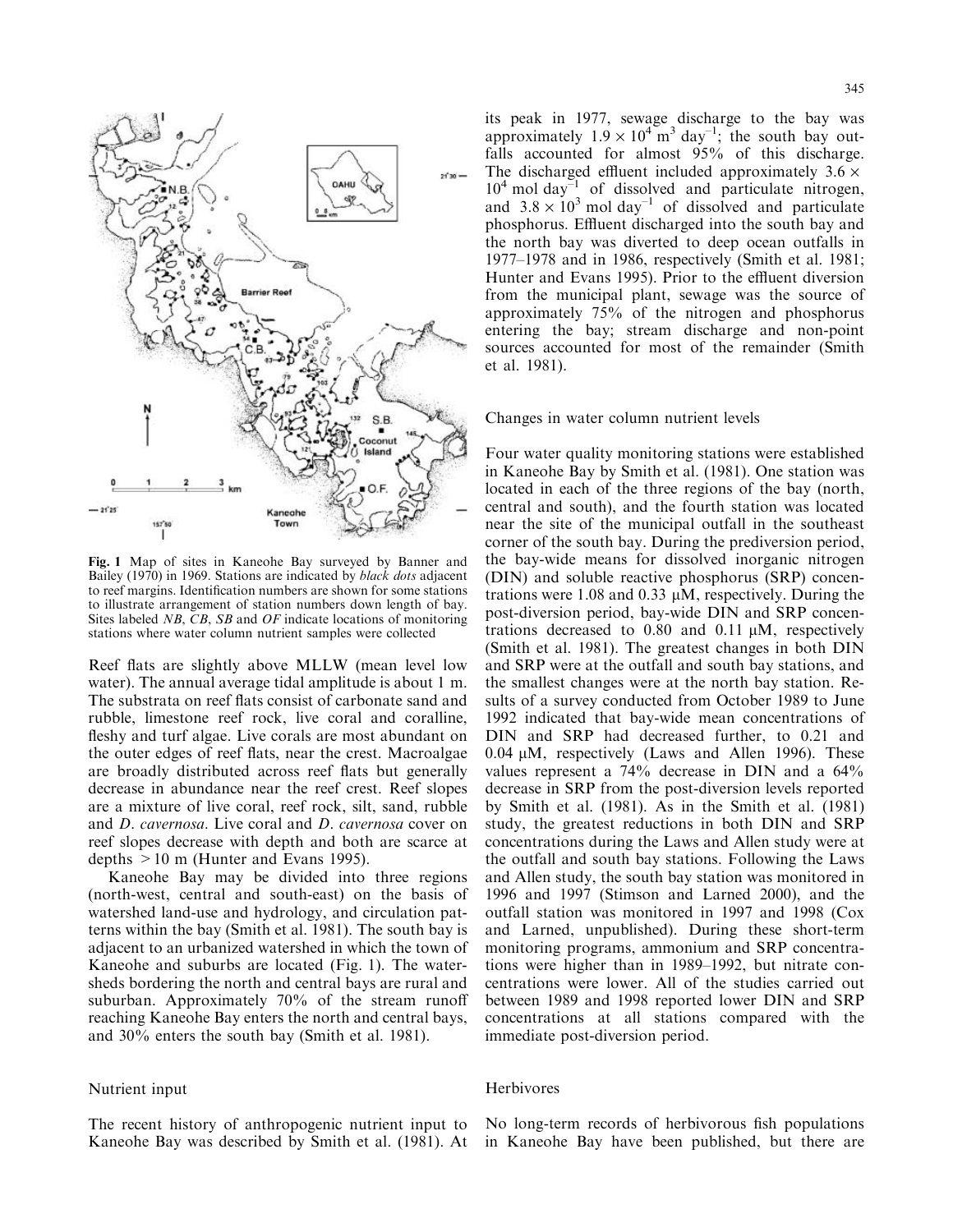Fig. 1 Map of sites in Kaneohe Bay surveyed by Banner and Bailey (1970) in 1969. Stations are indicated by *black dots* adjacent to reef margins. Identification numbers are shown for some stations to illustrate arrangement of station numbers down length of bay. Sites labeled *NB*, *CB*, *SB* and *OF* indicate locations of monitoring stations where water column nutrient samples were collected

Reef flats are slightly above MLLW (mean level low water). The annual average tidal amplitude is about 1 m. The substrata on reef flats consist of carbonate sand and rubble, limestone reef rock, live coral and coralline, fleshy and turf algae. Live corals are most abundant on the outer edges of reef flats, near the crest. Macroalgae are broadly distributed across reef flats but generally decrease in abundance near the reef crest. Reef slopes are a mixture of live coral, reef rock, silt, sand, rubble and *D. cavernosa*. Live coral and *D. cavernosa* cover on reef slopes decrease with depth and both are scarce at depths >10 m (Hunter and Evans 1995).

Kaneohe Bay may be divided into three regions (north-west, central and south-east) on the basis of watershed land-use and hydrology, and circulation patterns within the bay (Smith et al. 1981). The south bay is adjacent to an urbanized watershed in which the town of Kaneohe and suburbs are located (Fig. 1). The watersheds bordering the north and central bays are rural and suburban. Approximately 70% of the stream runoff reaching Kaneohe Bay enters the north and central bays, and 30% enters the south bay (Smith et al. 1981).

## Nutrient input

The recent history of anthropogenic nutrient input to Kaneohe Bay was described by Smith et al. (1981). At its peak in 1977, sewage discharge to the bay was approximately $1.9 \times 10^4$ m$^3$ day$^{-1}$; the south bay outfalls accounted for almost 95% of this discharge. The discharged effluent included approximately $3.6 \times 10^4$ mol day$^{-1}$ of dissolved and particulate nitrogen, and $3.8 \times 10^3$ mol day$^{-1}$ of dissolved and particulate phosphorus. Effluent discharged into the south bay and the north bay was diverted to deep ocean outfalls in 1977–1978 and in 1986, respectively (Smith et al. 1981; Hunter and Evans 1995). Prior to the effluent diversion from the municipal plant, sewage was the source of approximately 75% of the nitrogen and phosphorus entering the bay; stream discharge and non-point sources accounted for most of the remainder (Smith et al. 1981).

## Changes in water column nutrient levels

Four water quality monitoring stations were established in Kaneohe Bay by Smith et al. (1981). One station was located in each of the three regions of the bay (north, central and south), and the fourth station was located near the site of the municipal outfall in the southeast corner of the south bay. During the prediversion period, the bay-wide means for dissolved inorganic nitrogen (DIN) and soluble reactive phosphorus (SRP) concentrations were 1.08 and 0.33 μM, respectively. During the post-diversion period, bay-wide DIN and SRP concentrations decreased to 0.80 and 0.11 μM, respectively (Smith et al. 1981). The greatest changes in both DIN and SRP were at the outfall and south bay stations, and the smallest changes were at the north bay station. Results of a survey conducted from October 1989 to June 1992 indicated that bay-wide mean concentrations of DIN and SRP had decreased further, to 0.21 and 0.04 μM, respectively (Laws and Allen 1996). These values represent a 74% decrease in DIN and a 64% decrease in SRP from the post-diversion levels reported by Smith et al. (1981). As in the Smith et al. (1981) study, the greatest reductions in both DIN and SRP concentrations during the Laws and Allen study were at the outfall and south bay stations. Following the Laws and Allen study, the south bay station was monitored in 1996 and 1997 (Stimson and Larned 2000), and the outfall station was monitored in 1997 and 1998 (Cox and Larned, unpublished). During these short-term monitoring programs, ammonium and SRP concentrations were higher than in 1989–1992, but nitrate concentrations were lower. All of the studies carried out between 1989 and 1998 reported lower DIN and SRP concentrations at all stations compared with the immediate post-diversion period.

## Herbivores

No long-term records of herbivorous fish populations in Kaneohe Bay have been published, but there are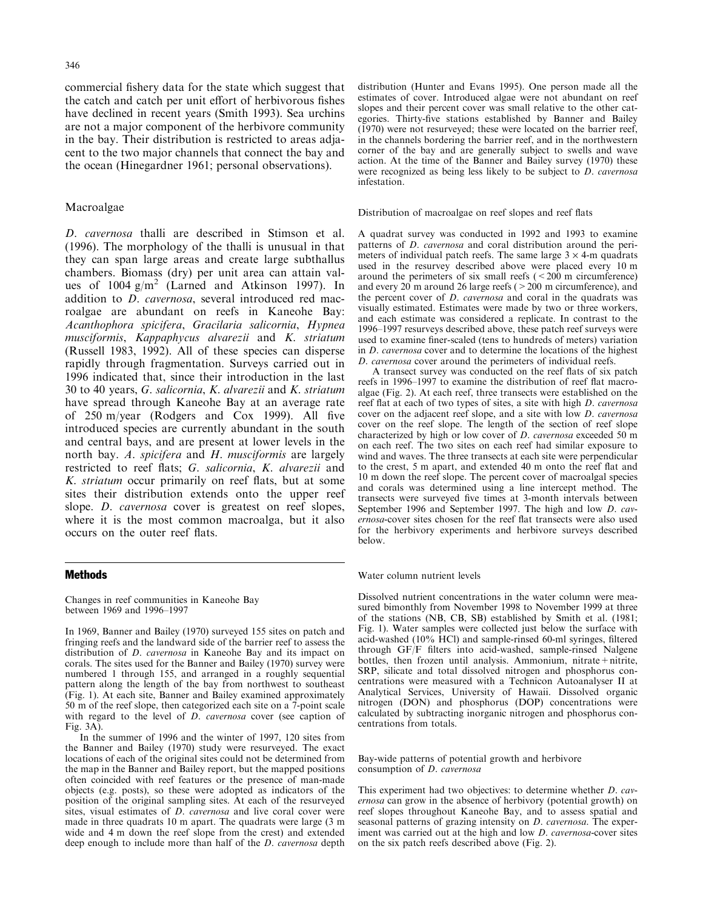commercial fishery data for the state which suggest that the catch and catch per unit effort of herbivorous fishes have declined in recent years (Smith 1993). Sea urchins are not a major component of the herbivore community in the bay. Their distribution is restricted to areas adjacent to the two major channels that connect the bay and the ocean (Hinegardner 1961; personal observations).

## Macroalgae

*D. cavernosa* thalli are described in Stimson et al. (1996). The morphology of the thalli is unusual in that they can span large areas and create large subthallus chambers. Biomass (dry) per unit area can attain values of 1004 $g/m^2$ (Larned and Atkinson 1997). In addition to *D. cavernosa*, several introduced red macroalgae are abundant on reefs in Kaneohe Bay: *Acanthophora spicifera*, *Gracilaria salicornia*, *Hypnea musciformis*, *Kappaphycus alvarezii* and *K. striatum* (Russell 1983, 1992). All of these species can disperse rapidly through fragmentation. Surveys carried out in 1996 indicated that, since their introduction in the last 30 to 40 years, *G. salicornia*, *K. alvarezii* and *K. striatum* have spread through Kaneohe Bay at an average rate of 250 m/year (Rodgers and Cox 1999). All five introduced species are currently abundant in the south and central bays, and are present at lower levels in the north bay. *A. spicifera* and *H. musciformis* are largely restricted to reef flats; *G. salicornia*, *K. alvarezii* and *K. striatum* occur primarily on reef flats, but at some sites their distribution extends onto the upper reef slope. *D. cavernosa* cover is greatest on reef slopes, where it is the most common macroalga, but it also occurs on the outer reef flats.

## Methods

### Changes in reef communities in Kaneohe Bay between 1969 and 1996–1997

In 1969, Banner and Bailey (1970) surveyed 155 sites on patch and fringing reefs and the landward side of the barrier reef to assess the distribution of *D. cavernosa* in Kaneohe Bay and its impact on corals. The sites used for the Banner and Bailey (1970) survey were numbered 1 through 155, and arranged in a roughly sequential pattern along the length of the bay from northwest to southeast (Fig. 1). At each site, Banner and Bailey examined approximately 50 m of the reef slope, then categorized each site on a 7-point scale with regard to the level of *D. cavernosa* cover (see caption of Fig. 3A).

In the summer of 1996 and the winter of 1997, 120 sites from the Banner and Bailey (1970) study were resurveyed. The exact locations of each of the original sites could not be determined from the map in the Banner and Bailey report, but the mapped positions often coincided with reef features or the presence of man-made objects (e.g. posts), so these were adopted as indicators of the position of the original sampling sites. At each of the resurveyed sites, visual estimates of *D. cavernosa* and live coral cover were made in three quadrats 10 m apart. The quadrats were large (3 m wide and 4 m down the reef slope from the crest) and extended deep enough to include more than half of the *D. cavernosa* depth distribution (Hunter and Evans 1995). One person made all the estimates of cover. Introduced algae were not abundant on reef slopes and their percent cover was small relative to the other categories. Thirty-five stations established by Banner and Bailey (1970) were not resurveyed; these were located on the barrier reef, in the channels bordering the barrier reef, and in the northwestern corner of the bay and are generally subject to swells and wave action. At the time of the Banner and Bailey survey (1970) these were recognized as being less likely to be subject to *D. cavernosa* infestation.

### Distribution of macroalgae on reef slopes and reef flats

A quadrat survey was conducted in 1992 and 1993 to examine patterns of *D. cavernosa* and coral distribution around the perimeters of individual patch reefs. The same large $3 \times 4$-m quadrats used in the resurvey described above were placed every 10 m around the perimeters of six small reefs ($<200$ m circumference) and every 20 m around 26 large reefs ($>200$ m circumference), and the percent cover of *D. cavernosa* and coral in the quadrats was visually estimated. Estimates were made by two or three workers, and each estimate was considered a replicate. In contrast to the 1996–1997 resurveys described above, these patch reef surveys were used to examine finer-scaled (tens to hundreds of meters) variation in *D. cavernosa* cover and to determine the locations of the highest *D. cavernosa* cover around the perimeters of individual reefs.

A transect survey was conducted on the reef flats of six patch reefs in 1996–1997 to examine the distribution of reef flat macroalgae (Fig. 2). At each reef, three transects were established on the reef flat at each of two types of sites, a site with high *D. cavernosa* cover on the adjacent reef slope, and a site with low *D. cavernosa* cover on the reef slope. The length of the section of reef slope characterized by high or low cover of *D. cavernosa* exceeded 50 m on each reef. The two sites on each reef had similar exposure to wind and waves. The three transects at each site were perpendicular to the crest, 5 m apart, and extended 40 m onto the reef flat and 10 m down the reef slope. The percent cover of macroalgal species and corals was determined using a line intercept method. The transects were surveyed five times at 3-month intervals between September 1996 and September 1997. The high and low *D. cavernosa*-cover sites chosen for the reef flat transects were also used for the herbivory experiments and herbivore surveys described below.

### Water column nutrient levels

Dissolved nutrient concentrations in the water column were measured bimonthly from November 1998 to November 1999 at three of the stations (NB, CB, SB) established by Smith et al. (1981; Fig. 1). Water samples were collected just below the surface with acid-washed (10% HCl) and sample-rinsed 60-ml syringes, filtered through GF/F filters into acid-washed, sample-rinsed Nalgene bottles, then frozen until analysis. Ammonium, nitrate + nitrite, SRP, silicate and total dissolved nitrogen and phosphorus concentrations were measured with a Technicon Autoanalyser II at Analytical Services, University of Hawaii. Dissolved organic nitrogen (DON) and phosphorus (DOP) concentrations were calculated by subtracting inorganic nitrogen and phosphorus concentrations from totals.

### Bay-wide patterns of potential growth and herbivore consumption of *D. cavernosa*

This experiment had two objectives: to determine whether *D. cavernosa* can grow in the absence of herbivory (potential growth) on reef slopes throughout Kaneohe Bay, and to assess spatial and seasonal patterns of grazing intensity on *D. cavernosa*. The experiment was carried out at the high and low *D. cavernosa*-cover sites on the six patch reefs described above (Fig. 2).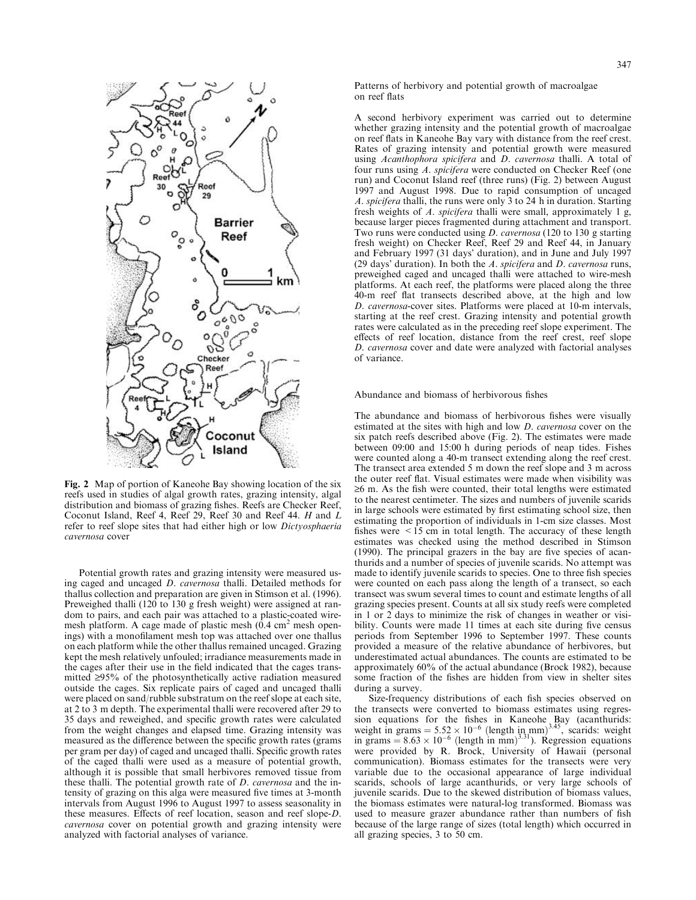**Fig. 2** Map of portion of Kaneohe Bay showing location of the six reefs used in studies of algal growth rates, grazing intensity, algal distribution and biomass of grazing fishes. Reefs are Checker Reef, Coconut Island, Reef 4, Reef 29, Reef 30 and Reef 44. *H* and *L* refer to reef slope sites that had either high or low *Dictyosphaeria cavernosa* cover

Potential growth rates and grazing intensity were measured using caged and uncaged *D. cavernosa* thalli. Detailed methods for thallus collection and preparation are given in Stimson et al. (1996). Preweighed thalli (120 to 130 g fresh weight) were assigned at random to pairs, and each pair was attached to a plastic-coated wire-mesh platform. A cage made of plastic mesh (0.4 $cm^2$ mesh openings) with a monofilament mesh top was attached over one thallus on each platform while the other thallus remained uncaged. Grazing kept the mesh relatively unfouled; irradiance measurements made in the cages after their use in the field indicated that the cages transmitted ≥95% of the photosynthetically active radiation measured outside the cages. Six replicate pairs of caged and uncaged thalli were placed on sand/rubble substratum on the reef slope at each site, at 2 to 3 m depth. The experimental thalli were recovered after 29 to 35 days and reweighed, and specific growth rates were calculated from the weight changes and elapsed time. Grazing intensity was measured as the difference between the specific growth rates (grams per gram per day) of caged and uncaged thalli. Specific growth rates of the caged thalli were used as a measure of potential growth, although it is possible that small herbivores removed tissue from these thalli. The potential growth rate of *D. cavernosa* and the intensity of grazing on this alga were measured five times at 3-month intervals from August 1996 to August 1997 to assess seasonality in these measures. Effects of reef location, season and reef slope-*D. cavernosa* cover on potential growth and grazing intensity were analyzed with factorial analyses of variance.

Patterns of herbivory and potential growth of macroalgae on reef flats

A second herbivory experiment was carried out to determine whether grazing intensity and the potential growth of macroalgae on reef flats in Kaneohe Bay vary with distance from the reef crest. Rates of grazing intensity and potential growth were measured using *Acanthophora spicifera* and *D. cavernosa* thalli. A total of four runs using *A. spicifera* were conducted on Checker Reef (one run) and Coconut Island reef (three runs) (Fig. 2) between August 1997 and August 1998. Due to rapid consumption of uncaged *A. spicifera* thalli, the runs were only 3 to 24 h in duration. Starting fresh weights of *A. spicifera* thalli were small, approximately 1 g, because larger pieces fragmented during attachment and transport. Two runs were conducted using *D. cavernosa* (120 to 130 g starting fresh weight) on Checker Reef, Reef 29 and Reef 44, in January and February 1997 (31 days' duration), and in June and July 1997 (29 days' duration). In both the *A. spicifera* and *D. cavernosa* runs, preweighed caged and uncaged thalli were attached to wire-mesh platforms. At each reef, the platforms were placed along the three 40-m reef flat transects described above, at the high and low *D. cavernosa*-cover sites. Platforms were placed at 10-m intervals, starting at the reef crest. Grazing intensity and potential growth rates were calculated as in the preceding reef slope experiment. The effects of reef location, distance from the reef crest, reef slope *D. cavernosa* cover and date were analyzed with factorial analyses of variance.

Abundance and biomass of herbivorous fishes

The abundance and biomass of herbivorous fishes were visually estimated at the sites with high and low *D. cavernosa* cover on the six patch reefs described above (Fig. 2). The estimates were made between 09:00 and 15:00 h during periods of neap tides. Fishes were counted along a 40-m transect extending along the reef crest. The transect area extended 5 m down the reef slope and 3 m across the outer reef flat. Visual estimates were made when visibility was ≥6 m. As the fish were counted, their total lengths were estimated to the nearest centimeter. The sizes and numbers of juvenile scarids in large schools were estimated by first estimating school size, then estimating the proportion of individuals in 1-cm size classes. Most fishes were <15 cm in total length. The accuracy of these length estimates was checked using the method described in Stimson (1990). The principal grazers in the bay are five species of acanthurids and a number of species of juvenile scarids. No attempt was made to identify juvenile scarids to species. One to three fish species were counted on each pass along the length of a transect, so each transect was swum several times to count and estimate lengths of all grazing species present. Counts at all six study reefs were completed in 1 or 2 days to minimize the risk of changes in weather or visibility. Counts were made 11 times at each site during five census periods from September 1996 to September 1997. These counts provided a measure of the relative abundance of herbivores, but underestimated actual abundances. The counts are estimated to be approximately 60% of the actual abundance (Brock 1982), because some fraction of the fishes are hidden from view in shelter sites during a survey.

Size-frequency distributions of each fish species observed on the transects were converted to biomass estimates using regression equations for the fishes in Kaneohe Bay (acanthurids: weight in grams $= 5.52 \times 10^{-6}$ (length in mm)$^{3.45}$, scarids: weight in grams $= 8.63 \times 10^{-6}$ (length in mm)$^{3.31}$). Regression equations were provided by R. Brock, University of Hawaii (personal communication). Biomass estimates for the transects were very variable due to the occasional appearance of large individual scarids, schools of large acanthurids, or very large schools of juvenile scarids. Due to the skewed distribution of biomass values, the biomass estimates were natural-log transformed. Biomass was used to measure grazer abundance rather than numbers of fish because of the large range of sizes (total length) which occurred in all grazing species, 3 to 50 cm.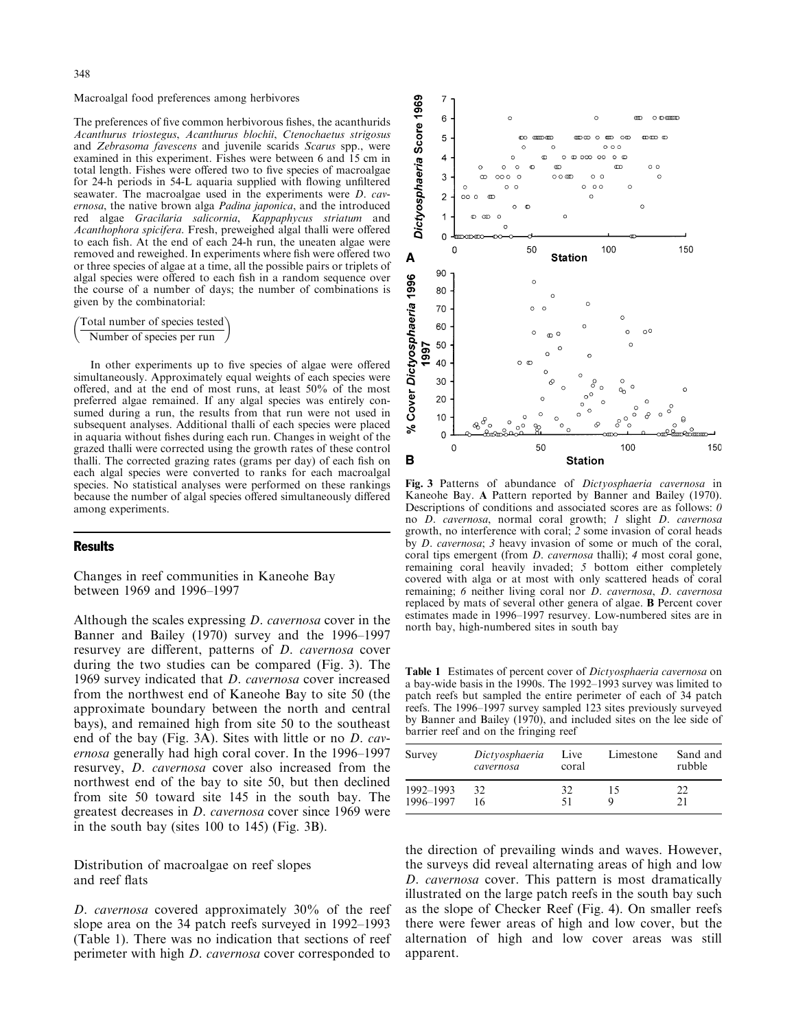Macroalgal food preferences among herbivores

The preferences of five common herbivorous fishes, the acanthurids *Acanthurus triostegus*, *Acanthurus blochii*, *Ctenochaetus strigosus* and *Zebrasoma favescens* and juvenile scarids *Scarus* spp., were examined in this experiment. Fishes were between 6 and 15 cm in total length. Fishes were offered two to five species of macroalgae for 24-h periods in 54-L aquaria supplied with flowing unfiltered seawater. The macroalgae used in the experiments were *D. cavernosa*, the native brown alga *Padina japonica*, and the introduced red algae *Gracilaria salicornia*, *Kappaphycus striatum* and *Acanthophora spicifera*. Fresh, preweighed algal thalli were offered to each fish. At the end of each 24-h run, the uneaten algae were removed and reweighed. In experiments where fish were offered two or three species of algae at a time, all the possible pairs or triplets of algal species were offered to each fish in a random sequence over the course of a number of days; the number of combinations is given by the combinatorial:

$$\binom{\text{Total number of species tested}}{\text{Number of species per run}}$$

In other experiments up to five species of algae were offered simultaneously. Approximately equal weights of each species were offered, and at the end of most runs, at least 50% of the most preferred algae remained. If any algal species was entirely consumed during a run, the results from that run were not used in subsequent analyses. Additional thalli of each species were placed in aquaria without fishes during each run. Changes in weight of the grazed thalli were corrected using the growth rates of these control thalli. The corrected grazing rates (grams per day) of each fish on each algal species were converted to ranks for each macroalgal species. No statistical analyses were performed on these rankings because the number of algal species offered simultaneously differed among experiments.

## Results

### Changes in reef communities in Kaneohe Bay between 1969 and 1996–1997

Although the scales expressing *D. cavernosa* cover in the Banner and Bailey (1970) survey and the 1996–1997 resurvey are different, patterns of *D. cavernosa* cover during the two studies can be compared (Fig. 3). The 1969 survey indicated that *D. cavernosa* cover increased from the northwest end of Kaneohe Bay to site 50 (the approximate boundary between the north and central bays), and remained high from site 50 to the southeast end of the bay (Fig. 3A). Sites with little or no *D. cavernosa* generally had high coral cover. In the 1996–1997 resurvey, *D. cavernosa* cover also increased from the northwest end of the bay to site 50, but then declined from site 50 toward site 145 in the south bay. The greatest decreases in *D. cavernosa* cover since 1969 were in the south bay (sites 100 to 145) (Fig. 3B).

### Distribution of macroalgae on reef slopes and reef flats

*D. cavernosa* covered approximately 30% of the reef slope area on the 34 patch reefs surveyed in 1992–1993 (Table 1). There was no indication that sections of reef perimeter with high *D. cavernosa* cover corresponded to the direction of prevailing winds and waves. However, the surveys did reveal alternating areas of high and low *D. cavernosa* cover. This pattern is most dramatically illustrated on the large patch reefs in the south bay such as the slope of Checker Reef (Fig. 4). On smaller reefs there were fewer areas of high and low cover, but the alternation of high and low cover areas was still apparent.

**Fig. 3** Patterns of abundance of *Dictyosphaeria cavernosa* in Kaneohe Bay. **A** Pattern reported by Banner and Bailey (1970). Descriptions of conditions and associated scores are as follows: *0* no *D. cavernosa*, normal coral growth; *1* slight *D. cavernosa* growth, no interference with coral; *2* some invasion of coral heads by *D. cavernosa*; *3* heavy invasion of some or much of the coral, coral tips emergent (from *D. cavernosa* thalli); *4* most coral gone, remaining coral heavily invaded; *5* bottom either completely covered with alga or at most with only scattered heads of coral remaining; *6* neither living coral nor *D. cavernosa*, *D. cavernosa* replaced by mats of several other genera of algae. **B** Percent cover estimates made in 1996–1997 resurvey. Low-numbered sites are in north bay, high-numbered sites in south bay

**Table 1** Estimates of percent cover of *Dictyosphaeria cavernosa* on a bay-wide basis in the 1990s. The 1992–1993 survey was limited to patch reefs but sampled the entire perimeter of each of 34 patch reefs. The 1996–1997 survey sampled 123 sites previously surveyed by Banner and Bailey (1970), and included sites on the lee side of barrier reef and on the fringing reef

| Survey | *Dictyosphaeria cavernosa* | Live coral | Limestone | Sand and rubble |
|---|---|---|---|---|
| 1992–1993 | 32 | 32 | 15 | 22 |
| 1996–1997 | 16 | 51 | 9 | 21 |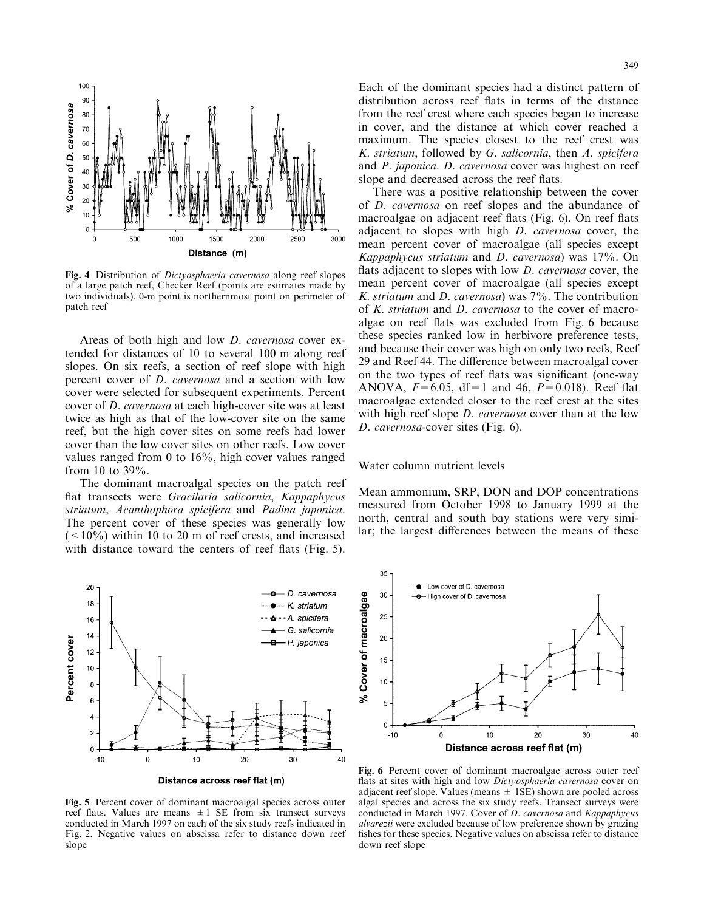Fig. 4 Distribution of *Dictyosphaeria cavernosa* along reef slopes of a large patch reef, Checker Reef (points are estimates made by two individuals). 0-m point is northernmost point on perimeter of patch reef

Areas of both high and low *D. cavernosa* cover extended for distances of 10 to several 100 m along reef slopes. On six reefs, a section of reef slope with high percent cover of *D. cavernosa* and a section with low cover were selected for subsequent experiments. Percent cover of *D. cavernosa* at each high-cover site was at least twice as high as that of the low-cover site on the same reef, but the high cover sites on some reefs had lower cover than the low cover sites on other reefs. Low cover values ranged from 0 to 16%, high cover values ranged from 10 to 39%.

The dominant macroalgal species on the patch reef flat transects were *Gracilaria salicornia*, *Kappaphycus striatum*, *Acanthophora spicifera* and *Padina japonica*. The percent cover of these species was generally low (<10%) within 10 to 20 m of reef crests, and increased with distance toward the centers of reef flats (Fig. 5). Each of the dominant species had a distinct pattern of distribution across reef flats in terms of the distance from the reef crest where each species began to increase in cover, and the distance at which cover reached a maximum. The species closest to the reef crest was *K. striatum*, followed by *G. salicornia*, then *A. spicifera* and *P. japonica*. *D. cavernosa* cover was highest on reef slope and decreased across the reef flats.

There was a positive relationship between the cover of *D. cavernosa* on reef slopes and the abundance of macroalgae on adjacent reef flats (Fig. 6). On reef flats adjacent to slopes with high *D. cavernosa* cover, the mean percent cover of macroalgae (all species except *Kappaphycus striatum* and *D. cavernosa*) was 17%. On flats adjacent to slopes with low *D. cavernosa* cover, the mean percent cover of macroalgae (all species except *K. striatum* and *D. cavernosa*) was 7%. The contribution of *K. striatum* and *D. cavernosa* to the cover of macroalgae on reef flats was excluded from Fig. 6 because these species ranked low in herbivore preference tests, and because their cover was high on only two reefs, Reef 29 and Reef 44. The difference between macroalgal cover on the two types of reef flats was significant (one-way ANOVA, $F = 6.05$, df = 1 and 46, $P = 0.018$). Reef flat macroalgae extended closer to the reef crest at the sites with high reef slope *D. cavernosa* cover than at the low *D. cavernosa*-cover sites (Fig. 6).

## Water column nutrient levels

Mean ammonium, SRP, DON and DOP concentrations measured from October 1998 to January 1999 at the north, central and south bay stations were very similar; the largest differences between the means of these

Fig. 5 Percent cover of dominant macroalgal species across outer reef flats. Values are means ±1 SE from six transect surveys conducted in March 1997 on each of the six study reefs indicated in Fig. 2. Negative values on abscissa refer to distance down reef slope

Fig. 6 Percent cover of dominant macroalgae across outer reef flats at sites with high and low *Dictyosphaeria cavernosa* cover on adjacent reef slope. Values (means ± 1SE) shown are pooled across algal species and across the six study reefs. Transect surveys were conducted in March 1997. Cover of *D. cavernosa* and *Kappaphycus alvarezii* were excluded because of low preference shown by grazing fishes for these species. Negative values on abscissa refer to distance down reef slope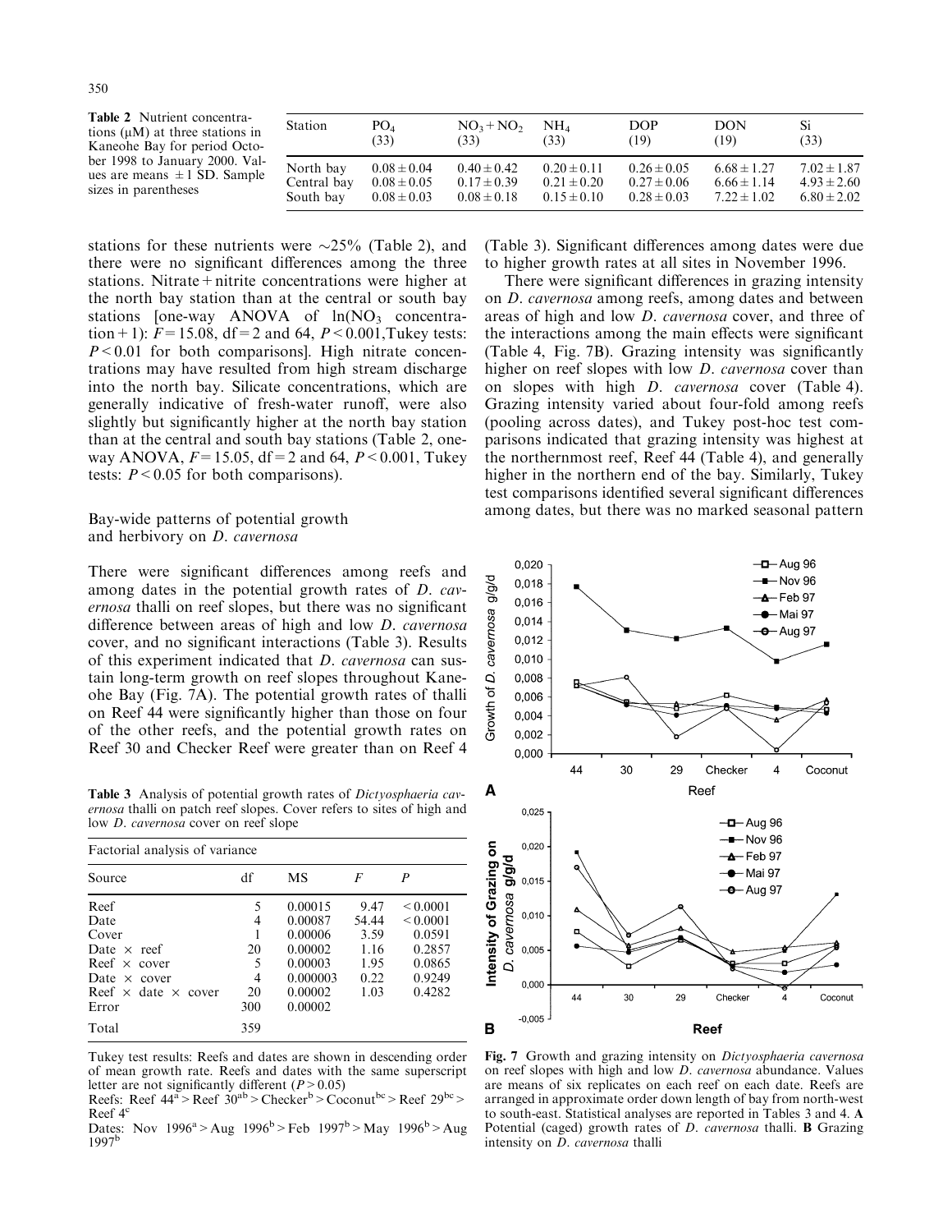**Table 2** Nutrient concentrations (μM) at three stations in Kaneohe Bay for period October 1998 to January 2000. Values are means ±1 SD. Sample sizes in parentheses

| Station | $PO_4$ (33) | $NO_3+NO_2$ (33) | $NH_4$ (33) | DOP (19) | DON (19) | Si (33) |
|---|---|---|---|---|---|---|
| North bay | 0.08±0.04 | 0.40±0.42 | 0.20±0.11 | 0.26±0.05 | 6.68±1.27 | 7.02±1.87 |
| Central bay | 0.08±0.05 | 0.17±0.39 | 0.21±0.20 | 0.27±0.06 | 6.66±1.14 | 4.93±2.60 |
| South bay | 0.08±0.03 | 0.08±0.18 | 0.15±0.10 | 0.28±0.03 | 7.22±1.02 | 6.80±2.02 |

stations for these nutrients were ~25% (Table 2), and there were no significant differences among the three stations. Nitrate+nitrite concentrations were higher at the north bay station than at the central or south bay stations [one-way ANOVA of $\ln(NO_3$ concentration$+1)$: $F=15.08$, df=2 and 64, $P<0.001$, Tukey tests: $P<0.01$ for both comparisons]. High nitrate concentrations may have resulted from high stream discharge into the north bay. Silicate concentrations, which are generally indicative of fresh-water runoff, were also slightly but significantly higher at the north bay station than at the central and south bay stations (Table 2, one-way ANOVA, $F=15.05$, df=2 and 64, $P<0.001$, Tukey tests: $P<0.05$ for both comparisons).

## Bay-wide patterns of potential growth and herbivory on *D. cavernosa*

There were significant differences among reefs and among dates in the potential growth rates of *D. cavernosa* thalli on reef slopes, but there was no significant difference between areas of high and low *D. cavernosa* cover, and no significant interactions (Table 3). Results of this experiment indicated that *D. cavernosa* can sustain long-term growth on reef slopes throughout Kaneohe Bay (Fig. 7A). The potential growth rates of thalli on Reef 44 were significantly higher than those on four of the other reefs, and the potential growth rates on Reef 30 and Checker Reef were greater than on Reef 4 (Table 3). Significant differences among dates were due to higher growth rates at all sites in November 1996.

There were significant differences in grazing intensity on *D. cavernosa* among reefs, among dates and between areas of high and low *D. cavernosa* cover, and three of the interactions among the main effects were significant (Table 4, Fig. 7B). Grazing intensity was significantly higher on reef slopes with low *D. cavernosa* cover than on slopes with high *D. cavernosa* cover (Table 4). Grazing intensity varied about four-fold among reefs (pooling across dates), and Tukey post-hoc test comparisons indicated that grazing intensity was highest at the northernmost reef, Reef 44 (Table 4), and generally higher in the northern end of the bay. Similarly, Tukey test comparisons identified several significant differences among dates, but there was no marked seasonal pattern

**Table 3** Analysis of potential growth rates of *Dictyosphaeria cavernosa* thalli on patch reef slopes. Cover refers to sites of high and low *D. cavernosa* cover on reef slope

| Factorial analysis of variance | | | | |
|---|---|---|---|---|
| Source | df | MS | *F* | *P* |
| Reef | 5 | 0.00015 | 9.47 | <0.0001 |
| Date | 4 | 0.00087 | 54.44 | <0.0001 |
| Cover | 1 | 0.00006 | 3.59 | 0.0591 |
| Date × reef | 20 | 0.00002 | 1.16 | 0.2857 |
| Reef × cover | 5 | 0.00003 | 1.95 | 0.0865 |
| Date × cover | 4 | 0.000003 | 0.22 | 0.9249 |
| Reef × date × cover | 20 | 0.00002 | 1.03 | 0.4282 |
| Error | 300 | 0.00002 | | |
| Total | 359 | | | |

Tukey test results: Reefs and dates are shown in descending order of mean growth rate. Reefs and dates with the same superscript letter are not significantly different ($P>0.05$)

Reefs: Reef 44[a] > Reef 30[ab] > Checker[b] > Coconut[bc] > Reef 29[bc] > Reef 4[c]

Dates: Nov 1996[a] > Aug 1996[b] > Feb 1997[b] > May 1996[b] > Aug 1997[b]

**Fig. 7** Growth and grazing intensity on *Dictyosphaeria cavernosa* on reef slopes with high and low *D. cavernosa* abundance. Values are means of six replicates on each reef on each date. Reefs are arranged in approximate order down length of bay from north-west to south-east. Statistical analyses are reported in Tables 3 and 4. **A** Potential (caged) growth rates of *D. cavernosa* thalli. **B** Grazing intensity on *D. cavernosa* thalli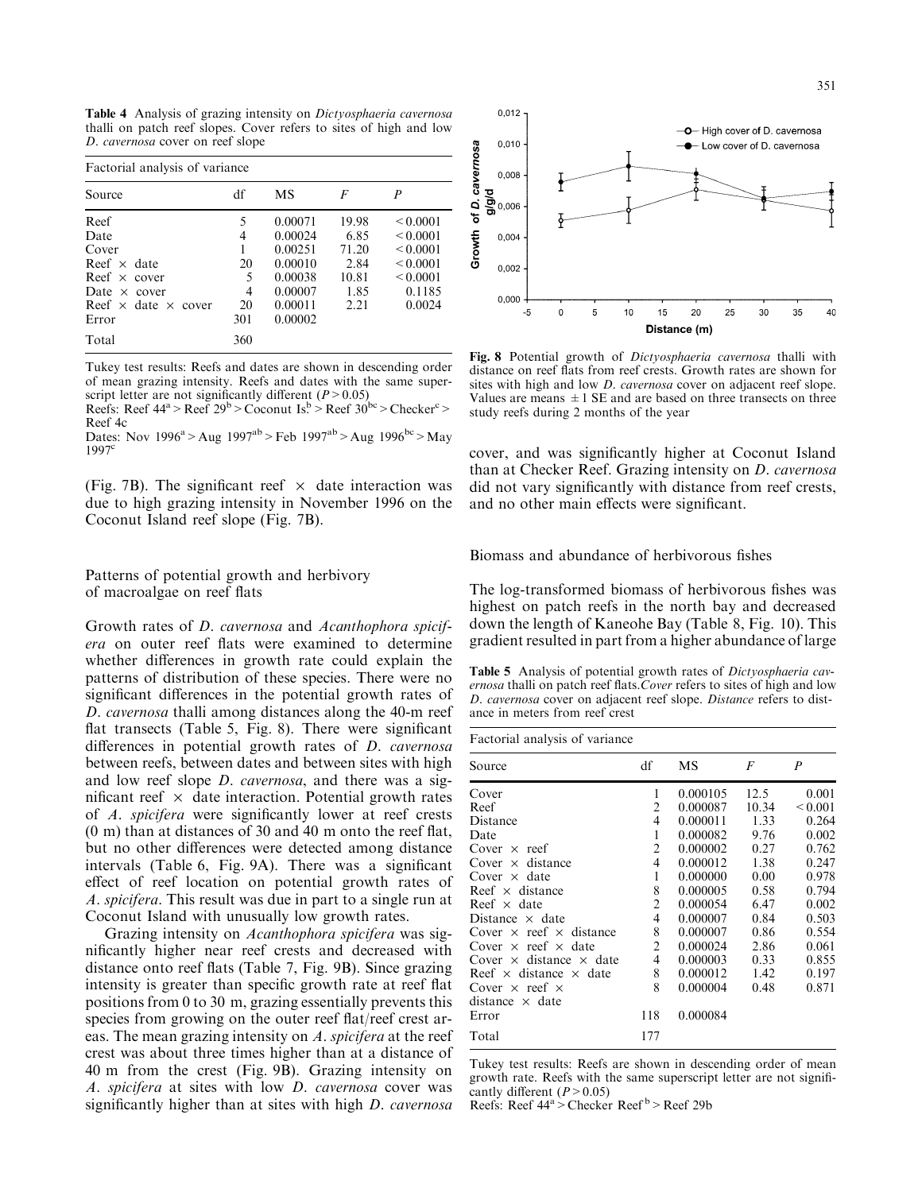**Table 4** Analysis of grazing intensity on *Dictyosphaeria cavernosa* thalli on patch reef slopes. Cover refers to sites of high and low *D. cavernosa* cover on reef slope

Factorial analysis of variance

| Source | df | MS | F | P |
|---|---|---|---|---|
| Reef | 5 | 0.00071 | 19.98 | < 0.0001 |
| Date | 4 | 0.00024 | 6.85 | < 0.0001 |
| Cover | 1 | 0.00251 | 71.20 | < 0.0001 |
| Reef × date | 20 | 0.00010 | 2.84 | < 0.0001 |
| Reef × cover | 5 | 0.00038 | 10.81 | < 0.0001 |
| Date × cover | 4 | 0.00007 | 1.85 | 0.1185 |
| Reef × date × cover | 20 | 0.00011 | 2.21 | 0.0024 |
| Error | 301 | 0.00002 | | |
| Total | 360 | | | |

Tukey test results: Reefs and dates are shown in descending order of mean grazing intensity. Reefs and dates with the same superscript letter are not significantly different ($P > 0.05$)
Reefs: Reef 44[a] > Reef 29[b] > Coconut Is.[b] > Reef 30[bc] > Checker[c] > Reef 4c
Dates: Nov 1996[a] > Aug 1997[ab] > Feb 1997[ab] > Aug 1996[bc] > May 1997[c]

(Fig. 7B). The significant reef × date interaction was due to high grazing intensity in November 1996 on the Coconut Island reef slope (Fig. 7B).

## Patterns of potential growth and herbivory of macroalgae on reef flats

Growth rates of *D. cavernosa* and *Acanthophora spicifera* on outer reef flats were examined to determine whether differences in growth rate could explain the patterns of distribution of these species. There were no significant differences in the potential growth rates of *D. cavernosa* thalli among distances along the 40-m reef flat transects (Table 5, Fig. 8). There were significant differences in potential growth rates of *D. cavernosa* between reefs, between dates and between sites with high and low reef slope *D. cavernosa*, and there was a significant reef × date interaction. Potential growth rates of *A. spicifera* were significantly lower at reef crests (0 m) than at distances of 30 and 40 m onto the reef flat, but no other differences were detected among distance intervals (Table 6, Fig. 9A). There was a significant effect of reef location on potential growth rates of *A. spicifera*. This result was due in part to a single run at Coconut Island with unusually low growth rates.

Grazing intensity on *Acanthophora spicifera* was significantly higher near reef crests and decreased with distance onto reef flats (Table 7, Fig. 9B). Since grazing intensity is greater than specific growth rate at reef flat positions from 0 to 30 m, grazing essentially prevents this species from growing on the outer reef flat/reef crest areas. The mean grazing intensity on *A. spicifera* at the reef crest was about three times higher than at a distance of 40 m from the crest (Fig. 9B). Grazing intensity on *A. spicifera* at sites with low *D. cavernosa* cover was significantly higher than at sites with high *D. cavernosa* cover, and was significantly higher at Coconut Island than at Checker Reef. Grazing intensity on *D. cavernosa* did not vary significantly with distance from reef crests, and no other main effects were significant.

**Fig. 8** Potential growth of *Dictyosphaeria cavernosa* thalli with distance on reef flats from reef crests. Growth rates are shown for sites with high and low *D. cavernosa* cover on adjacent reef slope. Values are means ±1 SE and are based on three transects on three study reefs during 2 months of the year

## Biomass and abundance of herbivorous fishes

The log-transformed biomass of herbivorous fishes was highest on patch reefs in the north bay and decreased down the length of Kaneohe Bay (Table 8, Fig. 10). This gradient resulted in part from a higher abundance of large

**Table 5** Analysis of potential growth rates of *Dictyosphaeria cavernosa* thalli on patch reef flats. *Cover* refers to sites of high and low *D. cavernosa* cover on adjacent reef slope. *Distance* refers to distance in meters from reef crest

Factorial analysis of variance

| Source | df | MS | F | P |
|---|---|---|---|---|
| Cover | 1 | 0.000105 | 12.5 | 0.001 |
| Reef | 2 | 0.000087 | 10.34 | < 0.001 |
| Distance | 4 | 0.000011 | 1.33 | 0.264 |
| Date | 1 | 0.000082 | 9.76 | 0.002 |
| Cover × reef | 2 | 0.000002 | 0.27 | 0.762 |
| Cover × distance | 4 | 0.000012 | 1.38 | 0.247 |
| Cover × date | 1 | 0.000000 | 0.00 | 0.978 |
| Reef × distance | 8 | 0.000005 | 0.58 | 0.794 |
| Reef × date | 2 | 0.000054 | 6.47 | 0.002 |
| Distance × date | 4 | 0.000007 | 0.84 | 0.503 |
| Cover × reef × distance | 8 | 0.000007 | 0.86 | 0.554 |
| Cover × reef × date | 2 | 0.000024 | 2.86 | 0.061 |
| Cover × distance × date | 4 | 0.000003 | 0.33 | 0.855 |
| Reef × distance × date | 8 | 0.000012 | 1.42 | 0.197 |
| Cover × reef × distance × date | 8 | 0.000004 | 0.48 | 0.871 |
| Error | 118 | 0.000084 | | |
| Total | 177 | | | |

Tukey test results: Reefs are shown in descending order of mean growth rate. Reefs with the same superscript letter are not significantly different ($P > 0.05$)
Reefs: Reef 44[a] > Checker Reef[b] > Reef 29b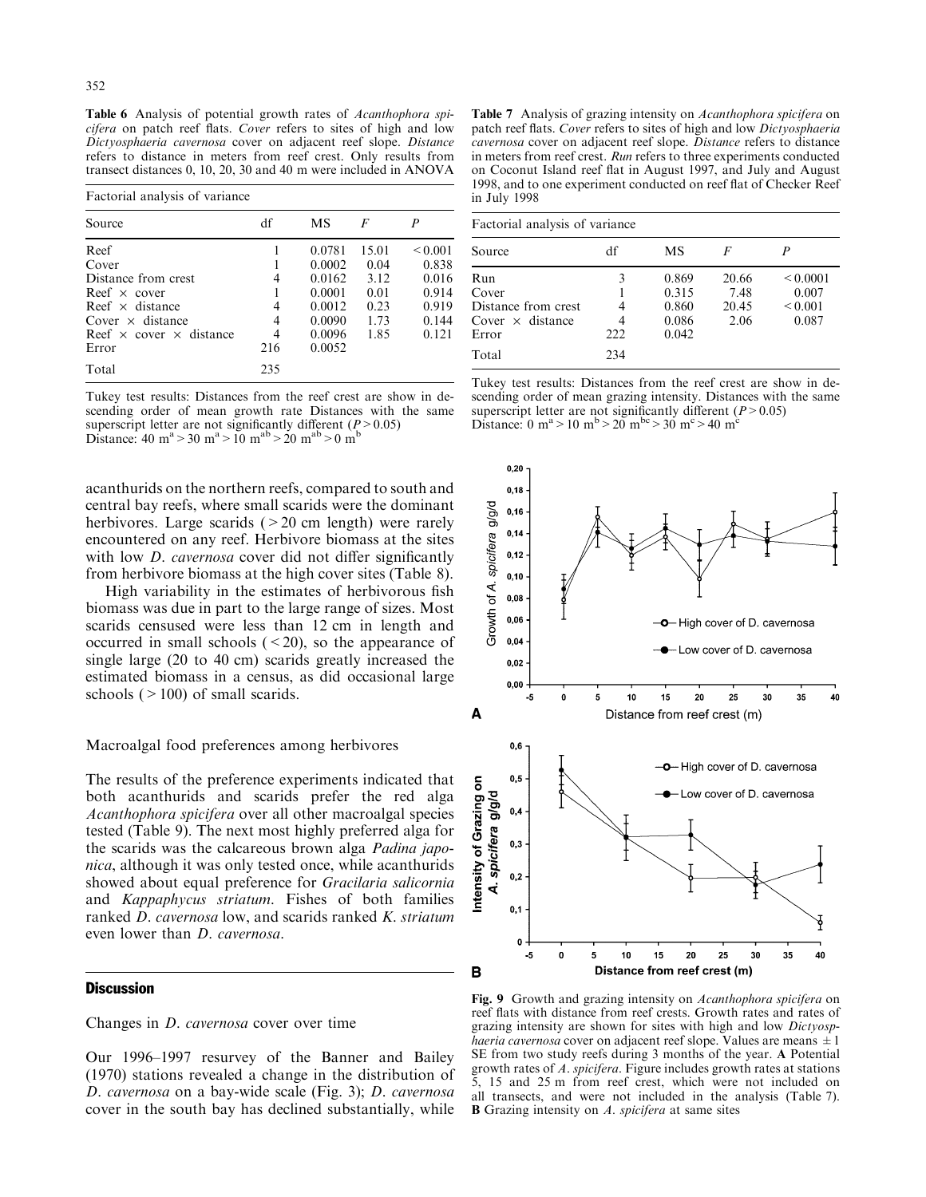**Table 6** Analysis of potential growth rates of *Acanthophora spicifera* on patch reef flats. *Cover* refers to sites of high and low *Dictyosphaeria cavernosa* cover on adjacent reef slope. *Distance* refers to distance in meters from reef crest. Only results from transect distances 0, 10, 20, 30 and 40 m were included in ANOVA

| Factorial analysis of variance | | | | |
|---|---|---|---|---|
| Source | df | MS | *F* | *P* |
| Reef | 1 | 0.0781 | 15.01 | < 0.001 |
| Cover | 1 | 0.0002 | 0.04 | 0.838 |
| Distance from crest | 4 | 0.0162 | 3.12 | 0.016 |
| Reef × cover | 1 | 0.0001 | 0.01 | 0.914 |
| Reef × distance | 4 | 0.0012 | 0.23 | 0.919 |
| Cover × distance | 4 | 0.0090 | 1.73 | 0.144 |
| Reef × cover × distance | 4 | 0.0096 | 1.85 | 0.121 |
| Error | 216 | 0.0052 | | |
| Total | 235 | | | |

Tukey test results: Distances from the reef crest are show in descending order of mean growth rate Distances with the same superscript letter are not significantly different ($P > 0.05$)
Distance: 40 m[a] > 30 m[a] > 10 m[ab] > 20 m[ab] > 0 m[b]

**Table 7** Analysis of grazing intensity on *Acanthophora spicifera* on patch reef flats. *Cover* refers to sites of high and low *Dictyosphaeria cavernosa* cover on adjacent reef slope. *Distance* refers to distance in meters from reef crest. *Run* refers to three experiments conducted on Coconut Island reef flat in August 1997, and July and August 1998, and to one experiment conducted on reef flat of Checker Reef in July 1998

| Factorial analysis of variance | | | | |
|---|---|---|---|---|
| Source | df | MS | *F* | *P* |
| Run | 3 | 0.869 | 20.66 | < 0.0001 |
| Cover | 1 | 0.315 | 7.48 | 0.007 |
| Distance from crest | 4 | 0.860 | 20.45 | < 0.001 |
| Cover × distance | 4 | 0.086 | 2.06 | 0.087 |
| Error | 222 | 0.042 | | |
| Total | 234 | | | |

Tukey test results: Distances from the reef crest are show in descending order of mean grazing intensity. Distances with the same superscript letter are not significantly different ($P > 0.05$)
Distance: 0 m[a] > 10 m[b] > 20 m[bc] > 30 m[c] > 40 m[c]

acanthurids on the northern reefs, compared to south and central bay reefs, where small scarids were the dominant herbivores. Large scarids (> 20 cm length) were rarely encountered on any reef. Herbivore biomass at the sites with low *D. cavernosa* cover did not differ significantly from herbivore biomass at the high cover sites (Table 8).

High variability in the estimates of herbivorous fish biomass was due in part to the large range of sizes. Most scarids censused were less than 12 cm in length and occurred in small schools (< 20), so the appearance of single large (20 to 40 cm) scarids greatly increased the estimated biomass in a census, as did occasional large schools (> 100) of small scarids.

### Macroalgal food preferences among herbivores

The results of the preference experiments indicated that both acanthurids and scarids prefer the red alga *Acanthophora spicifera* over all other macroalgal species tested (Table 9). The next most highly preferred alga for the scarids was the calcareous brown alga *Padina japonica*, although it was only tested once, while acanthurids showed about equal preference for *Gracilaria salicornia* and *Kappaphycus striatum*. Fishes of both families ranked *D. cavernosa* low, and scarids ranked *K. striatum* even lower than *D. cavernosa*.

## Discussion

### Changes in *D. cavernosa* cover over time

Our 1996–1997 resurvey of the Banner and Bailey (1970) stations revealed a change in the distribution of *D. cavernosa* on a bay-wide scale (Fig. 3); *D. cavernosa* cover in the south bay has declined substantially, while

**Fig. 9** Growth and grazing intensity on *Acanthophora spicifera* on reef flats with distance from reef crests. Growth rates and rates of grazing intensity are shown for sites with high and low *Dictyosphaeria cavernosa* cover on adjacent reef slope. Values are means ± 1 SE from two study reefs during 3 months of the year. **A** Potential growth rates of *A. spicifera*. Figure includes growth rates at stations 5, 15 and 25 m from reef crest, which were not included on all transects, and were not included in the analysis (Table 7). **B** Grazing intensity on *A. spicifera* at same sites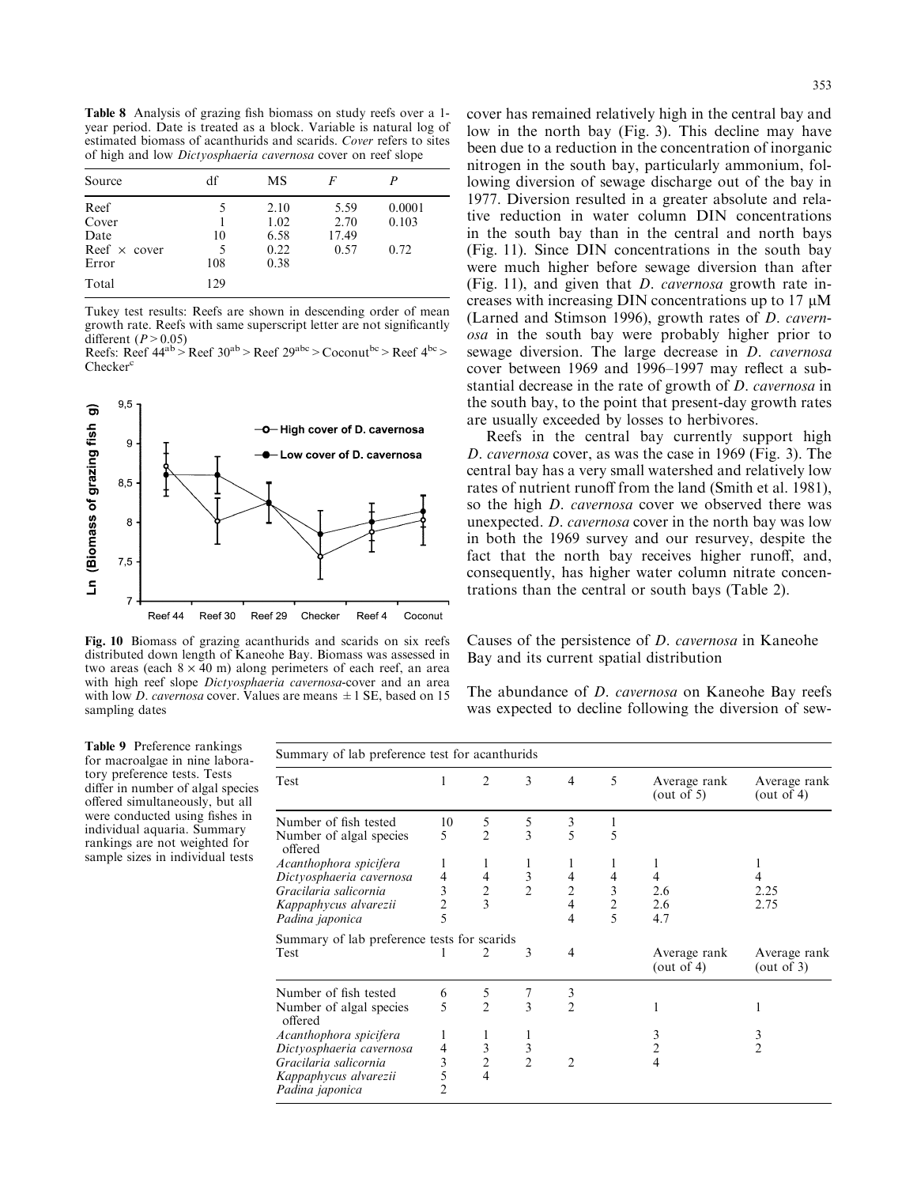**Table 8** Analysis of grazing fish biomass on study reefs over a 1-year period. Date is treated as a block. Variable is natural log of estimated biomass of acanthurids and scarids. *Cover* refers to sites of high and low *Dictyosphaeria cavernosa* cover on reef slope

| Source | df | MS | *F* | *P* |
|---|---|---|---|---|
| Reef | 5 | 2.10 | 5.59 | 0.0001 |
| Cover | 1 | 1.02 | 2.70 | 0.103 |
| Date | 10 | 6.58 | 17.49 | |
| Reef × cover | 5 | 0.22 | 0.57 | 0.72 |
| Error | 108 | 0.38 | | |
| Total | 129 | | | |

Tukey test results: Reefs are shown in descending order of mean growth rate. Reefs with same superscript letter are not significantly different ($P > 0.05$)
Reefs: Reef 44[ab] > Reef 30[ab] > Reef 29[abc] > Coconut[bc] > Reef 4[bc] > Checker[c]

**Fig. 10** Biomass of grazing acanthurids and scarids on six reefs distributed down length of Kaneohe Bay. Biomass was assessed in two areas (each 8 × 40 m) along perimeters of each reef, an area with high reef slope *Dictyosphaeria cavernosa*-cover and an area with low *D. cavernosa* cover. Values are means ± 1 SE, based on 15 sampling dates

cover has remained relatively high in the central bay and low in the north bay (Fig. 3). This decline may have been due to a reduction in the concentration of inorganic nitrogen in the south bay, particularly ammonium, following diversion of sewage discharge out of the bay in 1977. Diversion resulted in a greater absolute and relative reduction in water column DIN concentrations in the south bay than in the central and north bays (Fig. 11). Since DIN concentrations in the south bay were much higher before sewage diversion than after (Fig. 11), and given that *D. cavernosa* growth rate increases with increasing DIN concentrations up to 17 μM (Larned and Stimson 1996), growth rates of *D. cavernosa* in the south bay were probably higher prior to sewage diversion. The large decrease in *D. cavernosa* cover between 1969 and 1996–1997 may reflect a substantial decrease in the rate of growth of *D. cavernosa* in the south bay, to the point that present-day growth rates are usually exceeded by losses to herbivores.

Reefs in the central bay currently support high *D. cavernosa* cover, as was the case in 1969 (Fig. 3). The central bay has a very small watershed and relatively low rates of nutrient runoff from the land (Smith et al. 1981), so the high *D. cavernosa* cover we observed there was unexpected. *D. cavernosa* cover in the north bay was low in both the 1969 survey and our resurvey, despite the fact that the north bay receives higher runoff, and, consequently, has higher water column nitrate concentrations than the central or south bays (Table 2).

## Causes of the persistence of *D. cavernosa* in Kaneohe Bay and its current spatial distribution

The abundance of *D. cavernosa* on Kaneohe Bay reefs was expected to decline following the diversion of sew-

**Table 9** Preference rankings for macroalgae in nine laboratory preference tests. Tests differ in number of algal species offered simultaneously, but all were conducted using fishes in individual aquaria. Summary rankings are not weighted for sample sizes in individual tests

Summary of lab preference test for acanthurids

| Test | 1 | 2 | 3 | 4 | 5 | Average rank (out of 5) | Average rank (out of 4) |
|---|---|---|---|---|---|---|---|
| Number of fish tested | 10 | 5 | 5 | 3 | 1 | | |
| Number of algal species offered | 5 | 2 | 3 | 5 | 5 | | |
| *Acanthophora spicifera* | 1 | 1 | 1 | 1 | 1 | 1 | 1 |
| *Dictyosphaeria cavernosa* | 4 | 4 | 3 | 4 | 4 | 4 | 4 |
| *Gracilaria salicornia* | 3 | 2 | 2 | 2 | 3 | 2.6 | 2.25 |
| *Kappaphycus alvarezii* | 2 | 3 | | 4 | 2 | 2.6 | 2.75 |
| *Padina japonica* | 5 | | | 4 | 5 | 4.7 | |

Summary of lab preference tests for scarids

| Test | 1 | 2 | 3 | 4 | Average rank (out of 4) | Average rank (out of 3) |
|---|---|---|---|---|---|---|
| Number of fish tested | 6 | 5 | 7 | 3 | | |
| Number of algal species offered | 5 | 2 | 3 | 2 | 1 | 1 |
| *Acanthophora spicifera* | 1 | 1 | 1 | | 3 | 3 |
| *Dictyosphaeria cavernosa* | 4 | 3 | 3 | | 2 | 2 |
| *Gracilaria salicornia* | 3 | 2 | 2 | 2 | 4 | |
| *Kappaphycus alvarezii* | 5 | 4 | | | | |
| *Padina japonica* | 2 | | | | | |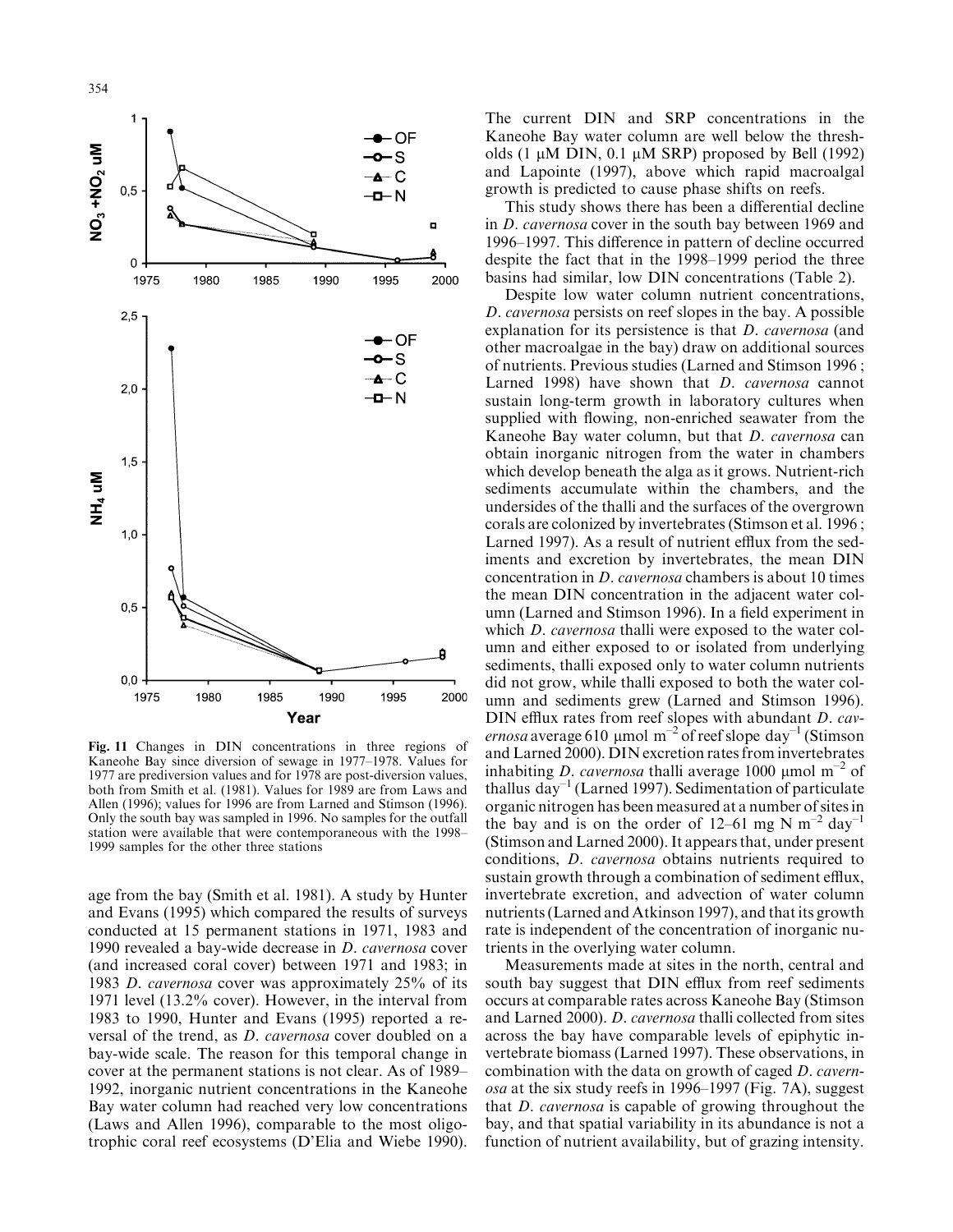Fig. 11 Changes in DIN concentrations in three regions of Kaneohe Bay since diversion of sewage in 1977–1978. Values for 1977 are prediversion values and for 1978 are post-diversion values, both from Smith et al. (1981). Values for 1989 are from Laws and Allen (1996); values for 1996 are from Larned and Stimson (1996). Only the south bay was sampled in 1996. No samples for the outfall station were available that were contemporaneous with the 1998–1999 samples for the other three stations

age from the bay (Smith et al. 1981). A study by Hunter and Evans (1995) which compared the results of surveys conducted at 15 permanent stations in 1971, 1983 and 1990 revealed a bay-wide decrease in *D. cavernosa* cover (and increased coral cover) between 1971 and 1983; in 1983 *D. cavernosa* cover was approximately 25% of its 1971 level (13.2% cover). However, in the interval from 1983 to 1990, Hunter and Evans (1995) reported a reversal of the trend, as *D. cavernosa* cover doubled on a bay-wide scale. The reason for this temporal change in cover at the permanent stations is not clear. As of 1989–1992, inorganic nutrient concentrations in the Kaneohe Bay water column had reached very low concentrations (Laws and Allen 1996), comparable to the most oligotrophic coral reef ecosystems (D'Elia and Wiebe 1990). The current DIN and SRP concentrations in the Kaneohe Bay water column are well below the thresholds (1 μM DIN, 0.1 μM SRP) proposed by Bell (1992) and Lapointe (1997), above which rapid macroalgal growth is predicted to cause phase shifts on reefs.

This study shows there has been a differential decline in *D. cavernosa* cover in the south bay between 1969 and 1996–1997. This difference in pattern of decline occurred despite the fact that in the 1998–1999 period the three basins had similar, low DIN concentrations (Table 2).

Despite low water column nutrient concentrations, *D. cavernosa* persists on reef slopes in the bay. A possible explanation for its persistence is that *D. cavernosa* (and other macroalgae in the bay) draw on additional sources of nutrients. Previous studies (Larned and Stimson 1996 ; Larned 1998) have shown that *D. cavernosa* cannot sustain long-term growth in laboratory cultures when supplied with flowing, non-enriched seawater from the Kaneohe Bay water column, but that *D. cavernosa* can obtain inorganic nitrogen from the water in chambers which develop beneath the alga as it grows. Nutrient-rich sediments accumulate within the chambers, and the undersides of the thalli and the surfaces of the overgrown corals are colonized by invertebrates (Stimson et al. 1996 ; Larned 1997). As a result of nutrient efflux from the sediments and excretion by invertebrates, the mean DIN concentration in *D. cavernosa* chambers is about 10 times the mean DIN concentration in the adjacent water column (Larned and Stimson 1996). In a field experiment in which *D. cavernosa* thalli were exposed to the water column and either exposed to or isolated from underlying sediments, thalli exposed only to water column nutrients did not grow, while thalli exposed to both the water column and sediments grew (Larned and Stimson 1996). DIN efflux rates from reef slopes with abundant *D. cavernosa* average 610 μmol $m^{-2}$ of reef slope $day^{-1}$ (Stimson and Larned 2000). DIN excretion rates from invertebrates inhabiting *D. cavernosa* thalli average 1000 μmol $m^{-2}$ of thallus $day^{-1}$ (Larned 1997). Sedimentation of particulate organic nitrogen has been measured at a number of sites in the bay and is on the order of 12–61 mg N $m^{-2}$ $day^{-1}$ (Stimson and Larned 2000). It appears that, under present conditions, *D. cavernosa* obtains nutrients required to sustain growth through a combination of sediment efflux, invertebrate excretion, and advection of water column nutrients (Larned and Atkinson 1997), and that its growth rate is independent of the concentration of inorganic nutrients in the overlying water column.

Measurements made at sites in the north, central and south bay suggest that DIN efflux from reef sediments occurs at comparable rates across Kaneohe Bay (Stimson and Larned 2000). *D. cavernosa* thalli collected from sites across the bay have comparable levels of epiphytic invertebrate biomass (Larned 1997). These observations, in combination with the data on growth of caged *D. cavernosa* at the six study reefs in 1996–1997 (Fig. 7A), suggest that *D. cavernosa* is capable of growing throughout the bay, and that spatial variability in its abundance is not a function of nutrient availability, but of grazing intensity.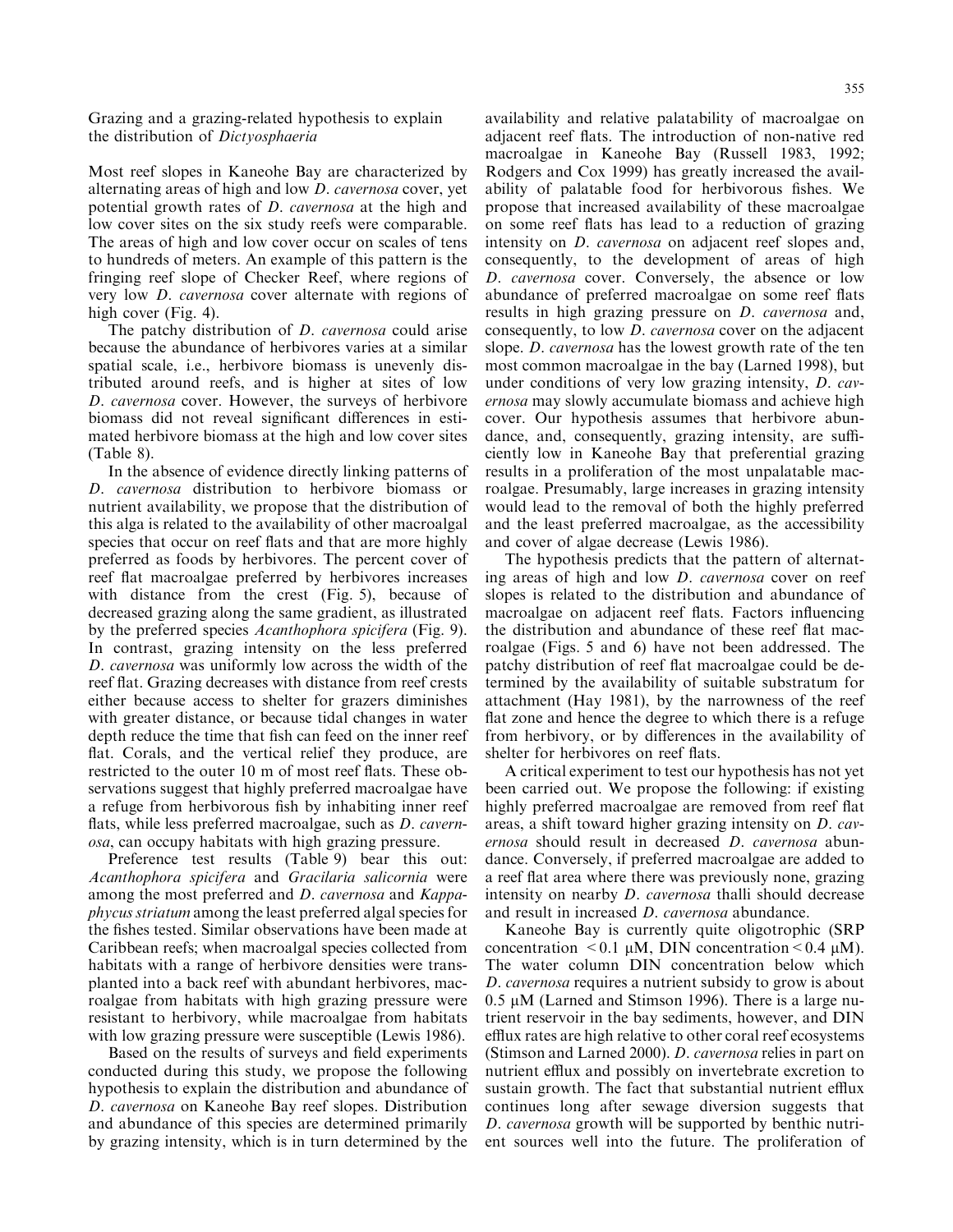## Grazing and a grazing-related hypothesis to explain the distribution of *Dictyosphaeria*

Most reef slopes in Kaneohe Bay are characterized by alternating areas of high and low *D. cavernosa* cover, yet potential growth rates of *D. cavernosa* at the high and low cover sites on the six study reefs were comparable. The areas of high and low cover occur on scales of tens to hundreds of meters. An example of this pattern is the fringing reef slope of Checker Reef, where regions of very low *D. cavernosa* cover alternate with regions of high cover (Fig. 4).

The patchy distribution of *D. cavernosa* could arise because the abundance of herbivores varies at a similar spatial scale, i.e., herbivore biomass is unevenly distributed around reefs, and is higher at sites of low *D. cavernosa* cover. However, the surveys of herbivore biomass did not reveal significant differences in estimated herbivore biomass at the high and low cover sites (Table 8).

In the absence of evidence directly linking patterns of *D. cavernosa* distribution to herbivore biomass or nutrient availability, we propose that the distribution of this alga is related to the availability of other macroalgal species that occur on reef flats and that are more highly preferred as foods by herbivores. The percent cover of reef flat macroalgae preferred by herbivores increases with distance from the crest (Fig. 5), because of decreased grazing along the same gradient, as illustrated by the preferred species *Acanthophora spicifera* (Fig. 9). In contrast, grazing intensity on the less preferred *D. cavernosa* was uniformly low across the width of the reef flat. Grazing decreases with distance from reef crests either because access to shelter for grazers diminishes with greater distance, or because tidal changes in water depth reduce the time that fish can feed on the inner reef flat. Corals, and the vertical relief they produce, are restricted to the outer 10 m of most reef flats. These observations suggest that highly preferred macroalgae have a refuge from herbivorous fish by inhabiting inner reef flats, while less preferred macroalgae, such as *D. cavernosa*, can occupy habitats with high grazing pressure.

Preference test results (Table 9) bear this out: *Acanthophora spicifera* and *Gracilaria salicornia* were among the most preferred and *D. cavernosa* and *Kappaphycus striatum* among the least preferred algal species for the fishes tested. Similar observations have been made at Caribbean reefs; when macroalgal species collected from habitats with a range of herbivore densities were transplanted into a back reef with abundant herbivores, macroalgae from habitats with high grazing pressure were resistant to herbivory, while macroalgae from habitats with low grazing pressure were susceptible (Lewis 1986).

Based on the results of surveys and field experiments conducted during this study, we propose the following hypothesis to explain the distribution and abundance of *D. cavernosa* on Kaneohe Bay reef slopes. Distribution and abundance of this species are determined primarily by grazing intensity, which is in turn determined by the availability and relative palatability of macroalgae on adjacent reef flats. The introduction of non-native red macroalgae in Kaneohe Bay (Russell 1983, 1992; Rodgers and Cox 1999) has greatly increased the availability of palatable food for herbivorous fishes. We propose that increased availability of these macroalgae on some reef flats has lead to a reduction of grazing intensity on *D. cavernosa* on adjacent reef slopes and, consequently, to the development of areas of high *D. cavernosa* cover. Conversely, the absence or low abundance of preferred macroalgae on some reef flats results in high grazing pressure on *D. cavernosa* and, consequently, to low *D. cavernosa* cover on the adjacent slope. *D. cavernosa* has the lowest growth rate of the ten most common macroalgae in the bay (Larned 1998), but under conditions of very low grazing intensity, *D. cavernosa* may slowly accumulate biomass and achieve high cover. Our hypothesis assumes that herbivore abundance, and, consequently, grazing intensity, are sufficiently low in Kaneohe Bay that preferential grazing results in a proliferation of the most unpalatable macroalgae. Presumably, large increases in grazing intensity would lead to the removal of both the highly preferred and the least preferred macroalgae, as the accessibility and cover of algae decrease (Lewis 1986).

The hypothesis predicts that the pattern of alternating areas of high and low *D. cavernosa* cover on reef slopes is related to the distribution and abundance of macroalgae on adjacent reef flats. Factors influencing the distribution and abundance of these reef flat macroalgae (Figs. 5 and 6) have not been addressed. The patchy distribution of reef flat macroalgae could be determined by the availability of suitable substratum for attachment (Hay 1981), by the narrowness of the reef flat zone and hence the degree to which there is a refuge from herbivory, or by differences in the availability of shelter for herbivores on reef flats.

A critical experiment to test our hypothesis has not yet been carried out. We propose the following: if existing highly preferred macroalgae are removed from reef flat areas, a shift toward higher grazing intensity on *D. cavernosa* should result in decreased *D. cavernosa* abundance. Conversely, if preferred macroalgae are added to a reef flat area where there was previously none, grazing intensity on nearby *D. cavernosa* thalli should decrease and result in increased *D. cavernosa* abundance.

Kaneohe Bay is currently quite oligotrophic (SRP concentration $< 0.1$ μM, DIN concentration $< 0.4$ μM). The water column DIN concentration below which *D. cavernosa* requires a nutrient subsidy to grow is about 0.5 μM (Larned and Stimson 1996). There is a large nutrient reservoir in the bay sediments, however, and DIN efflux rates are high relative to other coral reef ecosystems (Stimson and Larned 2000). *D. cavernosa* relies in part on nutrient efflux and possibly on invertebrate excretion to sustain growth. The fact that substantial nutrient efflux continues long after sewage diversion suggests that *D. cavernosa* growth will be supported by benthic nutrient sources well into the future. The proliferation of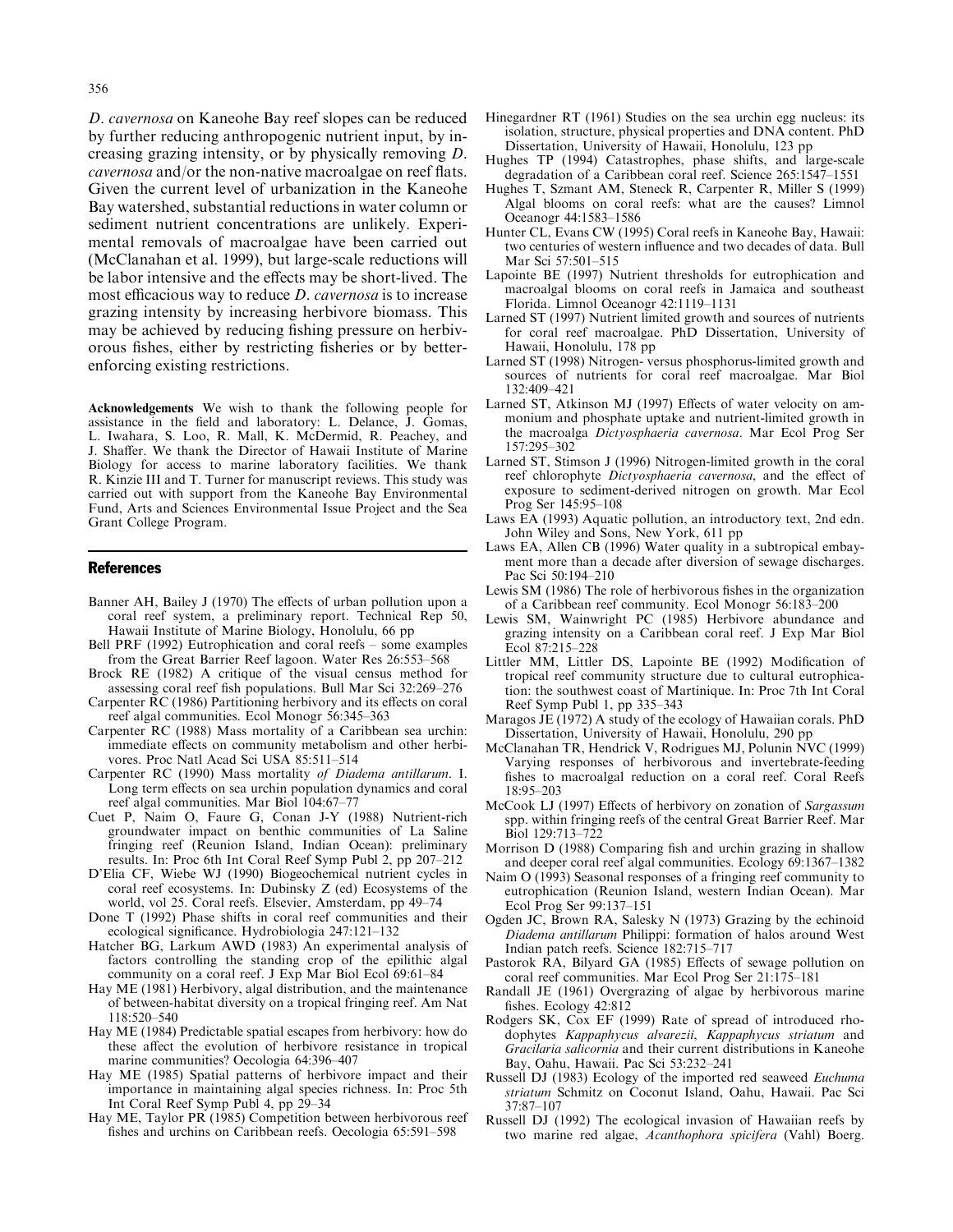*D. cavernosa* on Kaneohe Bay reef slopes can be reduced by further reducing anthropogenic nutrient input, by increasing grazing intensity, or by physically removing *D. cavernosa* and/or the non-native macroalgae on reef flats. Given the current level of urbanization in the Kaneohe Bay watershed, substantial reductions in water column or sediment nutrient concentrations are unlikely. Experimental removals of macroalgae have been carried out (McClanahan et al. 1999), but large-scale reductions will be labor intensive and the effects may be short-lived. The most efficacious way to reduce *D. cavernosa* is to increase grazing intensity by increasing herbivore biomass. This may be achieved by reducing fishing pressure on herbivorous fishes, either by restricting fisheries or by better-enforcing existing restrictions.

**Acknowledgements** We wish to thank the following people for assistance in the field and laboratory: L. Delance, J. Gomas, L. Iwahara, S. Loo, R. Mall, K. McDermid, R. Peachey, and J. Shaffer. We thank the Director of Hawaii Institute of Marine Biology for access to marine laboratory facilities. We thank R. Kinzie III and T. Turner for manuscript reviews. This study was carried out with support from the Kaneohe Bay Environmental Fund, Arts and Sciences Environmental Issue Project and the Sea Grant College Program.

## References

Banner AH, Bailey J (1970) The effects of urban pollution upon a coral reef system, a preliminary report. Technical Rep 50, Hawaii Institute of Marine Biology, Honolulu, 66 pp

Bell PRF (1992) Eutrophication and coral reefs – some examples from the Great Barrier Reef lagoon. Water Res 26:553–568

Brock RE (1982) A critique of the visual census method for assessing coral reef fish populations. Bull Mar Sci 32:269–276

Carpenter RC (1986) Partitioning herbivory and its effects on coral reef algal communities. Ecol Monogr 56:345–363

Carpenter RC (1988) Mass mortality of a Caribbean sea urchin: immediate effects on community metabolism and other herbivores. Proc Natl Acad Sci USA 85:511–514

Carpenter RC (1990) Mass mortality *of Diadema antillarum*. I. Long term effects on sea urchin population dynamics and coral reef algal communities. Mar Biol 104:67–77

Cuet P, Naim O, Faure G, Conan J-Y (1988) Nutrient-rich groundwater impact on benthic communities of La Saline fringing reef (Reunion Island, Indian Ocean): preliminary results. In: Proc 6th Int Coral Reef Symp Publ 2, pp 207–212

D'Elia CF, Wiebe WJ (1990) Biogeochemical nutrient cycles in coral reef ecosystems. In: Dubinsky Z (ed) Ecosystems of the world, vol 25. Coral reefs. Elsevier, Amsterdam, pp 49–74

Done T (1992) Phase shifts in coral reef communities and their ecological significance. Hydrobiologia 247:121–132

Hatcher BG, Larkum AWD (1983) An experimental analysis of factors controlling the standing crop of the epilithic algal community on a coral reef. J Exp Mar Biol Ecol 69:61–84

Hay ME (1981) Herbivory, algal distribution, and the maintenance of between-habitat diversity on a tropical fringing reef. Am Nat 118:520–540

Hay ME (1984) Predictable spatial escapes from herbivory: how do these affect the evolution of herbivore resistance in tropical marine communities? Oecologia 64:396–407

Hay ME (1985) Spatial patterns of herbivore impact and their importance in maintaining algal species richness. In: Proc 5th Int Coral Reef Symp Publ 4, pp 29–34

Hay ME, Taylor PR (1985) Competition between herbivorous reef fishes and urchins on Caribbean reefs. Oecologia 65:591–598

Hinegardner RT (1961) Studies on the sea urchin egg nucleus: its isolation, structure, physical properties and DNA content. PhD Dissertation, University of Hawaii, Honolulu, 123 pp

Hughes TP (1994) Catastrophes, phase shifts, and large-scale degradation of a Caribbean coral reef. Science 265:1547–1551

Hughes T, Szmant AM, Steneck R, Carpenter R, Miller S (1999) Algal blooms on coral reefs: what are the causes? Limnol Oceanogr 44:1583–1586

Hunter CL, Evans CW (1995) Coral reefs in Kaneohe Bay, Hawaii: two centuries of western influence and two decades of data. Bull Mar Sci 57:501–515

Lapointe BE (1997) Nutrient thresholds for eutrophication and macroalgal blooms on coral reefs in Jamaica and southeast Florida. Limnol Oceanogr 42:1119–1131

Larned ST (1997) Nutrient limited growth and sources of nutrients for coral reef macroalgae. PhD Dissertation, University of Hawaii, Honolulu, 178 pp

Larned ST (1998) Nitrogen- versus phosphorus-limited growth and sources of nutrients for coral reef macroalgae. Mar Biol 132:409–421

Larned ST, Atkinson MJ (1997) Effects of water velocity on ammonium and phosphate uptake and nutrient-limited growth in the macroalga *Dictyosphaeria cavernosa*. Mar Ecol Prog Ser 157:295–302

Larned ST, Stimson J (1996) Nitrogen-limited growth in the coral reef chlorophyte *Dictyosphaeria cavernosa*, and the effect of exposure to sediment-derived nitrogen on growth. Mar Ecol Prog Ser 145:95–108

Laws EA (1993) Aquatic pollution, an introductory text, 2nd edn. John Wiley and Sons, New York, 611 pp

Laws EA, Allen CB (1996) Water quality in a subtropical embayment more than a decade after diversion of sewage discharges. Pac Sci 50:194–210

Lewis SM (1986) The role of herbivorous fishes in the organization of a Caribbean reef community. Ecol Monogr 56:183–200

Lewis SM, Wainwright PC (1985) Herbivore abundance and grazing intensity on a Caribbean coral reef. J Exp Mar Biol Ecol 87:215–228

Littler MM, Littler DS, Lapointe BE (1992) Modification of tropical reef community structure due to cultural eutrophication: the southwest coast of Martinique. In: Proc 7th Int Coral Reef Symp Publ 1, pp 335–343

Maragos JE (1972) A study of the ecology of Hawaiian corals. PhD Dissertation, University of Hawaii, Honolulu, 290 pp

McClanahan TR, Hendrick V, Rodrigues MJ, Polunin NVC (1999) Varying responses of herbivorous and invertebrate-feeding fishes to macroalgal reduction on a coral reef. Coral Reefs 18:95–203

McCook LJ (1997) Effects of herbivory on zonation of *Sargassum* spp. within fringing reefs of the central Great Barrier Reef. Mar Biol 129:713–722

Morrison D (1988) Comparing fish and urchin grazing in shallow and deeper coral reef algal communities. Ecology 69:1367–1382

Naim O (1993) Seasonal responses of a fringing reef community to eutrophication (Reunion Island, western Indian Ocean). Mar Ecol Prog Ser 99:137–151

Ogden JC, Brown RA, Salesky N (1973) Grazing by the echinoid *Diadema antillarum* Philippi: formation of halos around West Indian patch reefs. Science 182:715–717

Pastorok RA, Bilyard GA (1985) Effects of sewage pollution on coral reef communities. Mar Ecol Prog Ser 21:175–181

Randall JE (1961) Overgrazing of algae by herbivorous marine fishes. Ecology 42:812

Rodgers SK, Cox EF (1999) Rate of spread of introduced rhodophytes *Kappaphycus alvarezii*, *Kappaphycus striatum* and *Gracilaria salicornia* and their current distributions in Kaneohe Bay, Oahu, Hawaii. Pac Sci 53:232–241

Russell DJ (1983) Ecology of the imported red seaweed *Euchuma striatum* Schmitz on Coconut Island, Oahu, Hawaii. Pac Sci 37:87–107

Russell DJ (1992) The ecological invasion of Hawaiian reefs by two marine red algae, *Acanthophora spicifera* (Vahl) Boerg.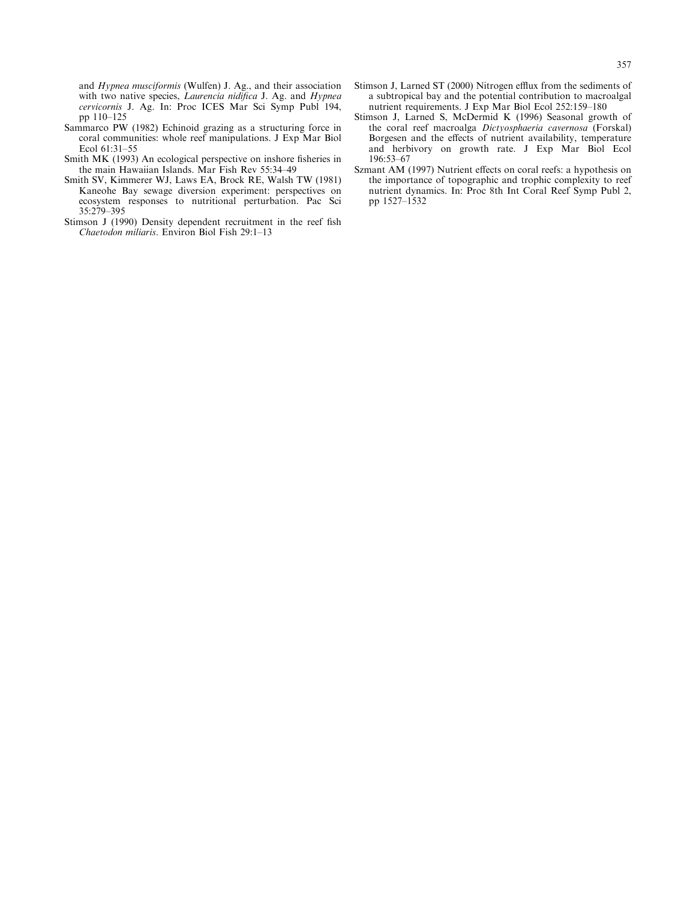and *Hypnea musciformis* (Wulfen) J. Ag., and their association with two native species, *Laurencia nidifica* J. Ag. and *Hypnea cervicornis* J. Ag. In: Proc ICES Mar Sci Symp Publ 194, pp 110–125

Sammarco PW (1982) Echinoid grazing as a structuring force in coral communities: whole reef manipulations. J Exp Mar Biol Ecol 61:31–55

Smith MK (1993) An ecological perspective on inshore fisheries in the main Hawaiian Islands. Mar Fish Rev 55:34–49

Smith SV, Kimmerer WJ, Laws EA, Brock RE, Walsh TW (1981) Kaneohe Bay sewage diversion experiment: perspectives on ecosystem responses to nutritional perturbation. Pac Sci 35:279–395

Stimson J (1990) Density dependent recruitment in the reef fish *Chaetodon miliaris*. Environ Biol Fish 29:1–13

Stimson J, Larned ST (2000) Nitrogen efflux from the sediments of a subtropical bay and the potential contribution to macroalgal nutrient requirements. J Exp Mar Biol Ecol 252:159–180

Stimson J, Larned S, McDermid K (1996) Seasonal growth of the coral reef macroalga *Dictyosphaeria cavernosa* (Forskal) Borgesen and the effects of nutrient availability, temperature and herbivory on growth rate. J Exp Mar Biol Ecol 196:53–67

Szmant AM (1997) Nutrient effects on coral reefs: a hypothesis on the importance of topographic and trophic complexity to reef nutrient dynamics. In: Proc 8th Int Coral Reef Symp Publ 2, pp 1527–1532